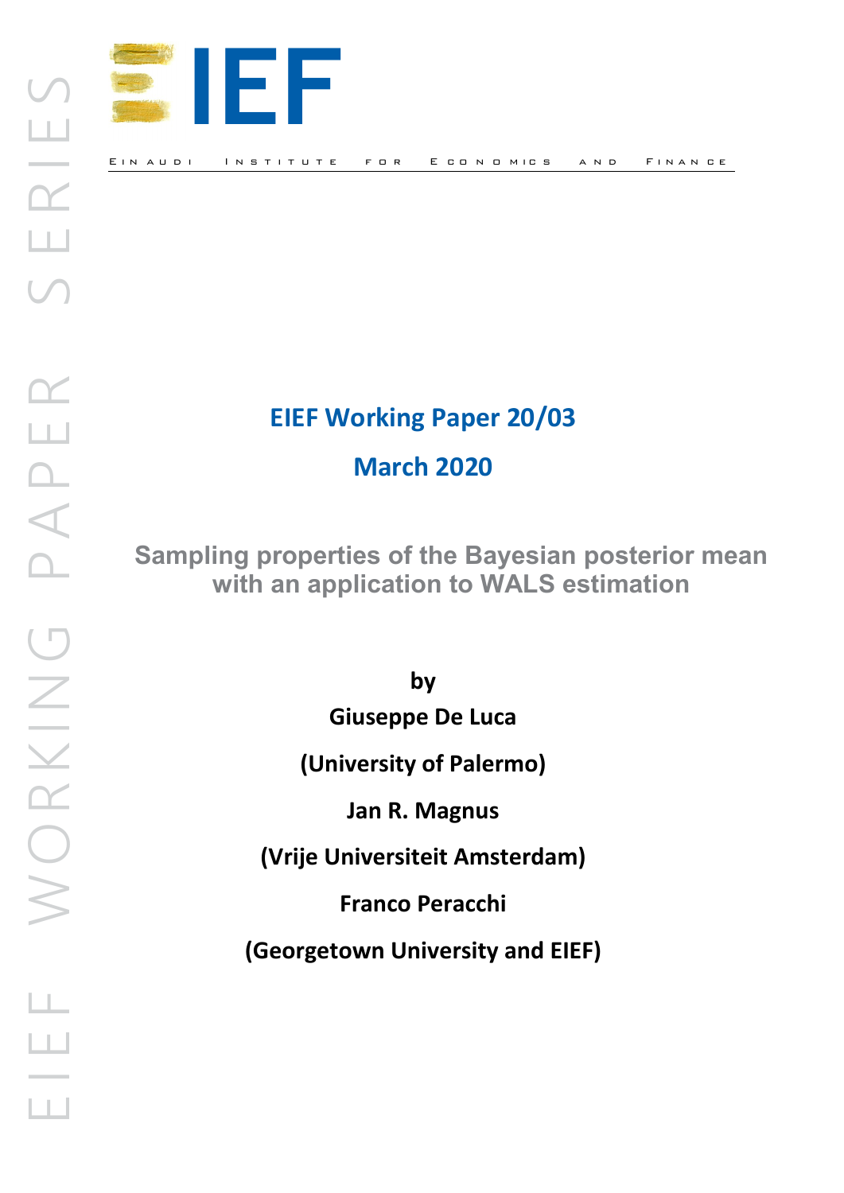# IEF

EINAUDI INSTITUTE FOR ECONOMICS AND FINANCE

EIEF WORKING PAPER SERIES

## EIEF Working Paper 20/03

## March 2020

# Sampling properties of the Bayesian posterior mean with an application to WALS estimation

**by**

**Giuseppe De Luca**

**(University of Palermo)**

**Jan R. Magnus**

**(Vrije Universiteit Amsterdam)**

**Franco Peracchi**

**(Georgetown University and EIEF)**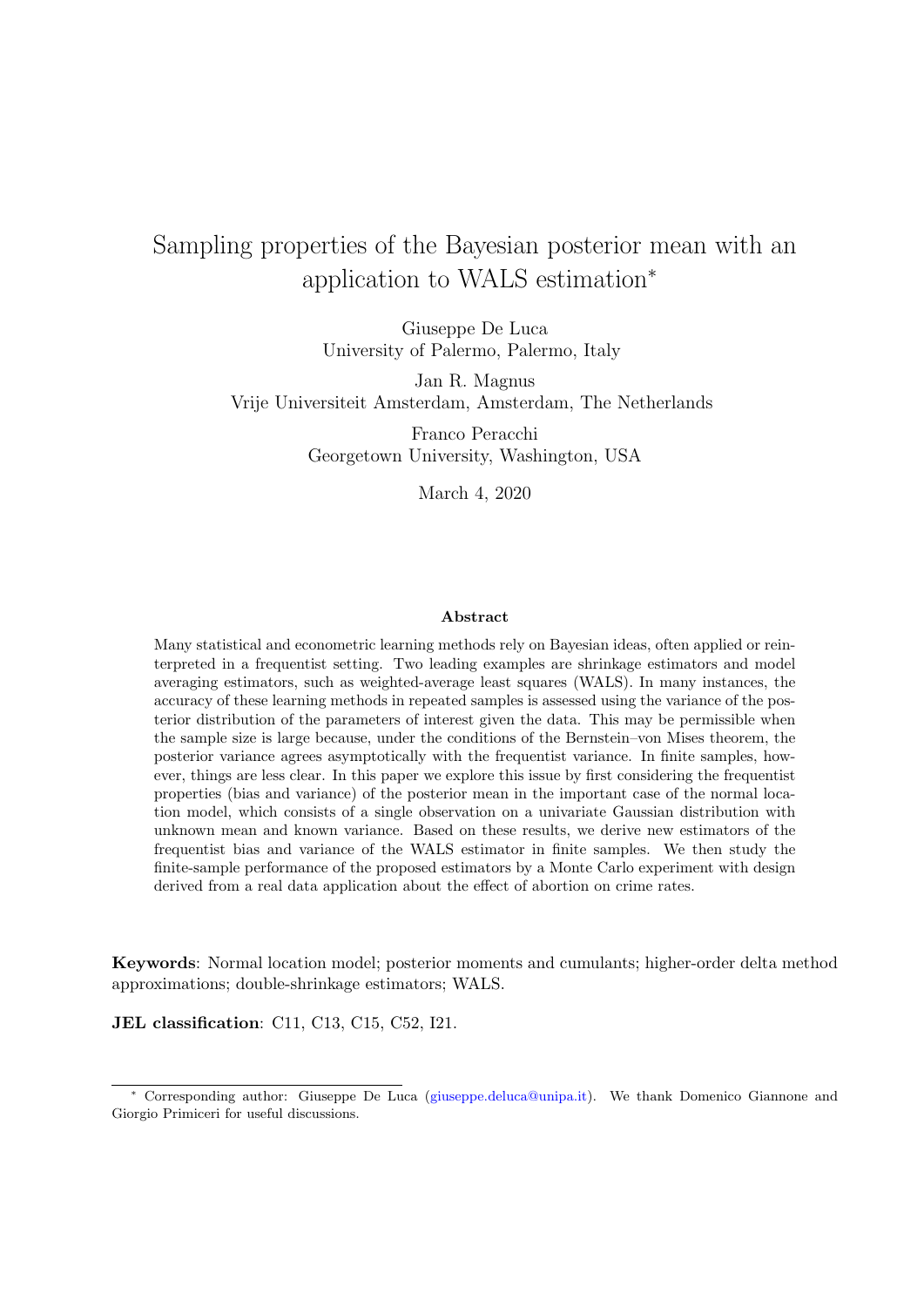# Sampling properties of the Bayesian posterior mean with an application to WALS estimation*

Giuseppe De Luca
University of Palermo, Palermo, Italy

Jan R. Magnus
Vrije Universiteit Amsterdam, Amsterdam, The Netherlands

Franco Peracchi
Georgetown University, Washington, USA

March 4, 2020

**Abstract**

Many statistical and econometric learning methods rely on Bayesian ideas, often applied or reinterpreted in a frequentist setting. Two leading examples are shrinkage estimators and model averaging estimators, such as weighted-average least squares (WALS). In many instances, the accuracy of these learning methods in repeated samples is assessed using the variance of the posterior distribution of the parameters of interest given the data. This may be permissible when the sample size is large because, under the conditions of the Bernstein–von Mises theorem, the posterior variance agrees asymptotically with the frequentist variance. In finite samples, however, things are less clear. In this paper we explore this issue by first considering the frequentist properties (bias and variance) of the posterior mean in the important case of the normal location model, which consists of a single observation on a univariate Gaussian distribution with unknown mean and known variance. Based on these results, we derive new estimators of the frequentist bias and variance of the WALS estimator in finite samples. We then study the finite-sample performance of the proposed estimators by a Monte Carlo experiment with design derived from a real data application about the effect of abortion on crime rates.

**Keywords**: Normal location model; posterior moments and cumulants; higher-order delta method approximations; double-shrinkage estimators; WALS.

**JEL classification**: C11, C13, C15, C52, I21.

---

* Corresponding author: Giuseppe De Luca (giuseppe.deluca@unipa.it). We thank Domenico Giannone and Giorgio Primiceri for useful discussions.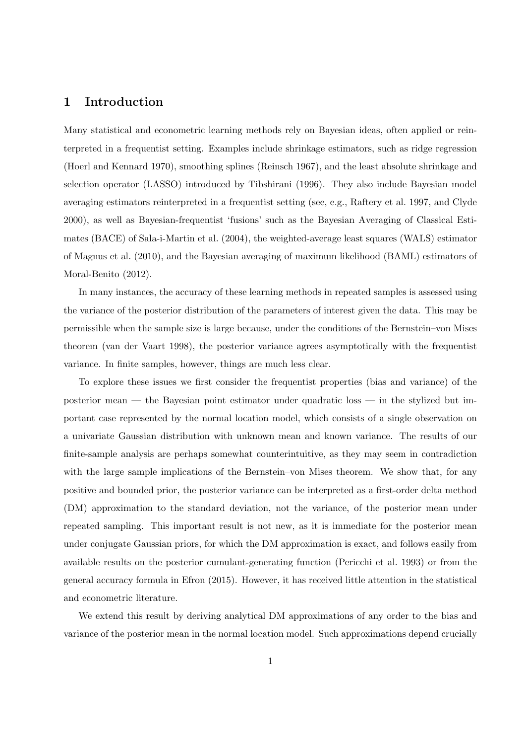## 1 Introduction

Many statistical and econometric learning methods rely on Bayesian ideas, often applied or reinterpreted in a frequentist setting. Examples include shrinkage estimators, such as ridge regression (Hoerl and Kennard 1970), smoothing splines (Reinsch 1967), and the least absolute shrinkage and selection operator (LASSO) introduced by Tibshirani (1996). They also include Bayesian model averaging estimators reinterpreted in a frequentist setting (see, e.g., Raftery et al. 1997, and Clyde 2000), as well as Bayesian-frequentist 'fusions' such as the Bayesian Averaging of Classical Estimates (BACE) of Sala-i-Martin et al. (2004), the weighted-average least squares (WALS) estimator of Magnus et al. (2010), and the Bayesian averaging of maximum likelihood (BAML) estimators of Moral-Benito (2012).

In many instances, the accuracy of these learning methods in repeated samples is assessed using the variance of the posterior distribution of the parameters of interest given the data. This may be permissible when the sample size is large because, under the conditions of the Bernstein–von Mises theorem (van der Vaart 1998), the posterior variance agrees asymptotically with the frequentist variance. In finite samples, however, things are much less clear.

To explore these issues we first consider the frequentist properties (bias and variance) of the posterior mean — the Bayesian point estimator under quadratic loss — in the stylized but important case represented by the normal location model, which consists of a single observation on a univariate Gaussian distribution with unknown mean and known variance. The results of our finite-sample analysis are perhaps somewhat counterintuitive, as they may seem in contradiction with the large sample implications of the Bernstein–von Mises theorem. We show that, for any positive and bounded prior, the posterior variance can be interpreted as a first-order delta method (DM) approximation to the standard deviation, not the variance, of the posterior mean under repeated sampling. This important result is not new, as it is immediate for the posterior mean under conjugate Gaussian priors, for which the DM approximation is exact, and follows easily from available results on the posterior cumulant-generating function (Pericchi et al. 1993) or from the general accuracy formula in Efron (2015). However, it has received little attention in the statistical and econometric literature.

We extend this result by deriving analytical DM approximations of any order to the bias and variance of the posterior mean in the normal location model. Such approximations depend crucially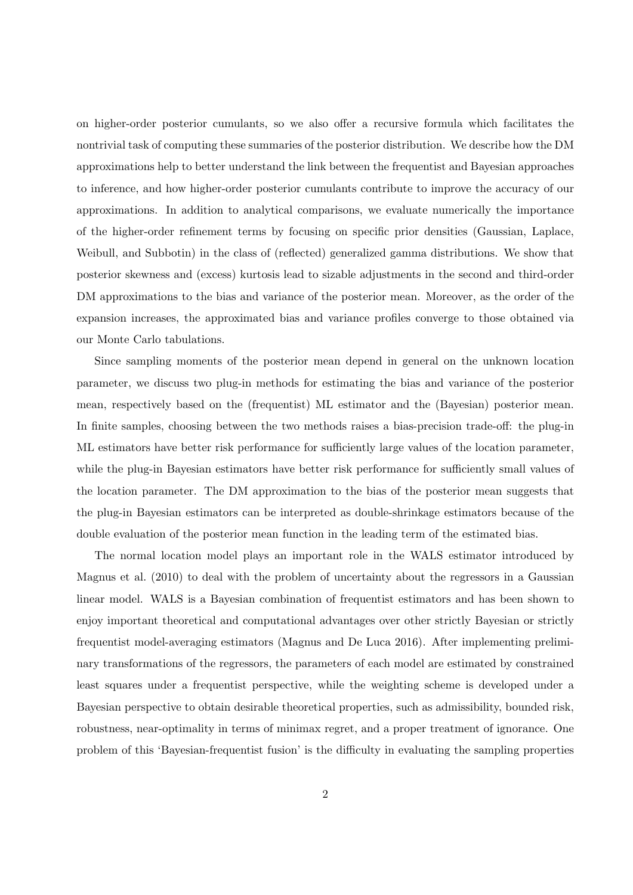on higher-order posterior cumulants, so we also offer a recursive formula which facilitates the nontrivial task of computing these summaries of the posterior distribution. We describe how the DM approximations help to better understand the link between the frequentist and Bayesian approaches to inference, and how higher-order posterior cumulants contribute to improve the accuracy of our approximations. In addition to analytical comparisons, we evaluate numerically the importance of the higher-order refinement terms by focusing on specific prior densities (Gaussian, Laplace, Weibull, and Subbotin) in the class of (reflected) generalized gamma distributions. We show that posterior skewness and (excess) kurtosis lead to sizable adjustments in the second and third-order DM approximations to the bias and variance of the posterior mean. Moreover, as the order of the expansion increases, the approximated bias and variance profiles converge to those obtained via our Monte Carlo tabulations.

Since sampling moments of the posterior mean depend in general on the unknown location parameter, we discuss two plug-in methods for estimating the bias and variance of the posterior mean, respectively based on the (frequentist) ML estimator and the (Bayesian) posterior mean. In finite samples, choosing between the two methods raises a bias-precision trade-off: the plug-in ML estimators have better risk performance for sufficiently large values of the location parameter, while the plug-in Bayesian estimators have better risk performance for sufficiently small values of the location parameter. The DM approximation to the bias of the posterior mean suggests that the plug-in Bayesian estimators can be interpreted as double-shrinkage estimators because of the double evaluation of the posterior mean function in the leading term of the estimated bias.

The normal location model plays an important role in the WALS estimator introduced by Magnus et al. (2010) to deal with the problem of uncertainty about the regressors in a Gaussian linear model. WALS is a Bayesian combination of frequentist estimators and has been shown to enjoy important theoretical and computational advantages over other strictly Bayesian or strictly frequentist model-averaging estimators (Magnus and De Luca 2016). After implementing preliminary transformations of the regressors, the parameters of each model are estimated by constrained least squares under a frequentist perspective, while the weighting scheme is developed under a Bayesian perspective to obtain desirable theoretical properties, such as admissibility, bounded risk, robustness, near-optimality in terms of minimax regret, and a proper treatment of ignorance. One problem of this 'Bayesian-frequentist fusion' is the difficulty in evaluating the sampling properties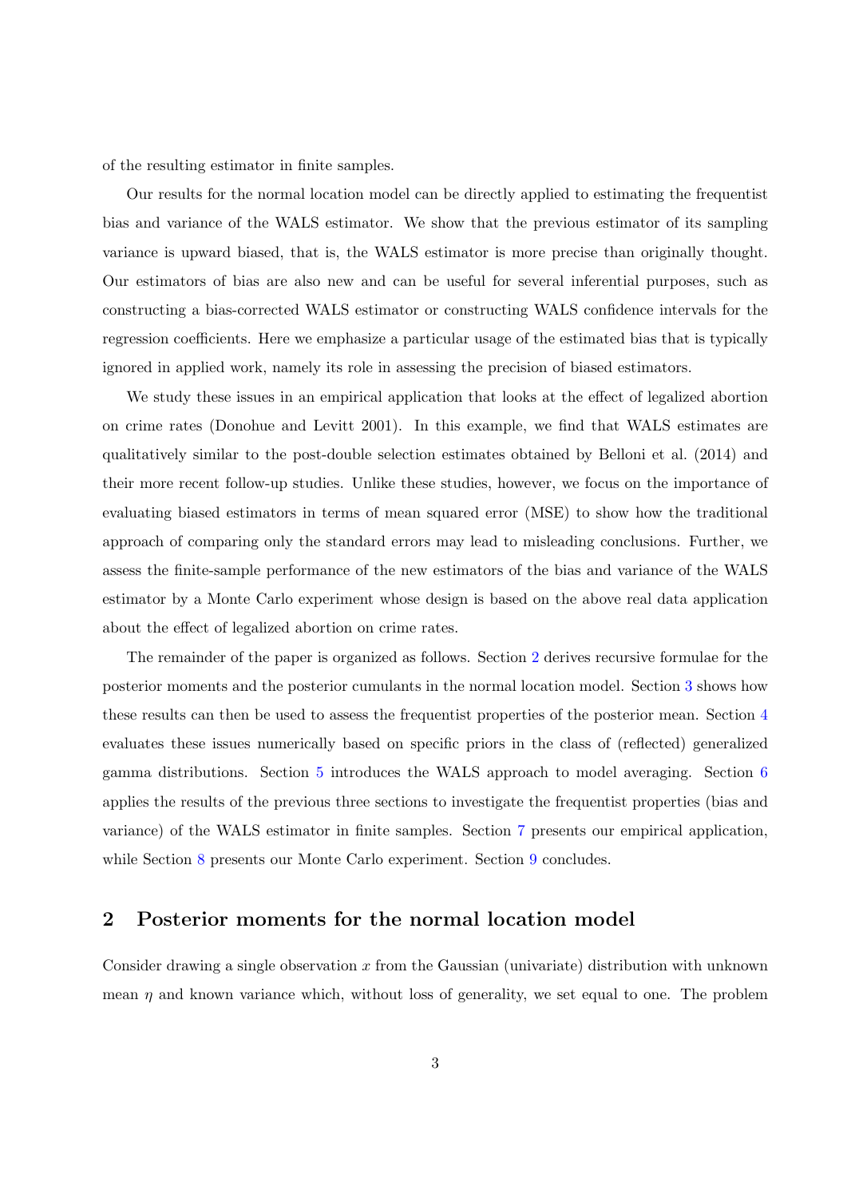of the resulting estimator in finite samples.

Our results for the normal location model can be directly applied to estimating the frequentist bias and variance of the WALS estimator. We show that the previous estimator of its sampling variance is upward biased, that is, the WALS estimator is more precise than originally thought. Our estimators of bias are also new and can be useful for several inferential purposes, such as constructing a bias-corrected WALS estimator or constructing WALS confidence intervals for the regression coefficients. Here we emphasize a particular usage of the estimated bias that is typically ignored in applied work, namely its role in assessing the precision of biased estimators.

We study these issues in an empirical application that looks at the effect of legalized abortion on crime rates (Donohue and Levitt 2001). In this example, we find that WALS estimates are qualitatively similar to the post-double selection estimates obtained by Belloni et al. (2014) and their more recent follow-up studies. Unlike these studies, however, we focus on the importance of evaluating biased estimators in terms of mean squared error (MSE) to show how the traditional approach of comparing only the standard errors may lead to misleading conclusions. Further, we assess the finite-sample performance of the new estimators of the bias and variance of the WALS estimator by a Monte Carlo experiment whose design is based on the above real data application about the effect of legalized abortion on crime rates.

The remainder of the paper is organized as follows. Section 2 derives recursive formulae for the posterior moments and the posterior cumulants in the normal location model. Section 3 shows how these results can then be used to assess the frequentist properties of the posterior mean. Section 4 evaluates these issues numerically based on specific priors in the class of (reflected) generalized gamma distributions. Section 5 introduces the WALS approach to model averaging. Section 6 applies the results of the previous three sections to investigate the frequentist properties (bias and variance) of the WALS estimator in finite samples. Section 7 presents our empirical application, while Section 8 presents our Monte Carlo experiment. Section 9 concludes.

## 2 Posterior moments for the normal location model

Consider drawing a single observation $x$ from the Gaussian (univariate) distribution with unknown mean $\eta$ and known variance which, without loss of generality, we set equal to one. The problem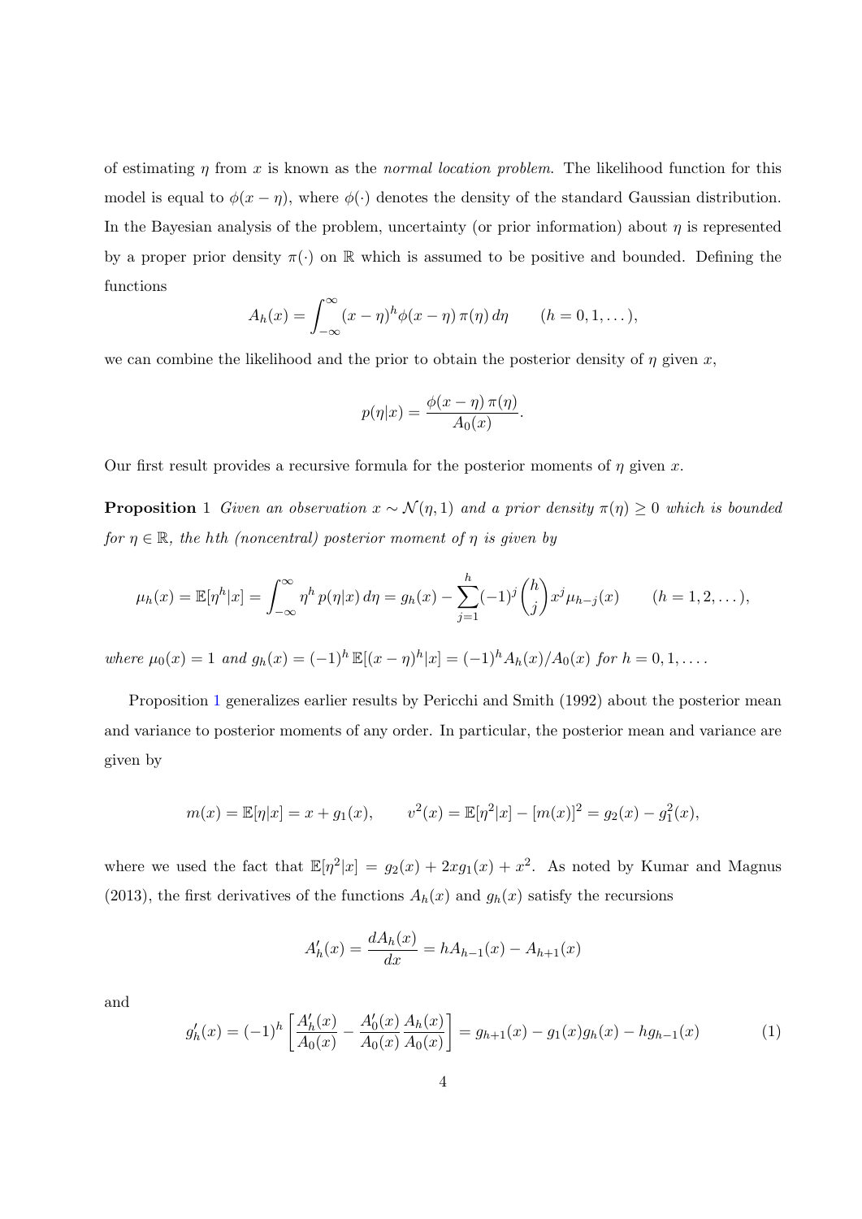of estimating $\eta$ from $x$ is known as the *normal location problem*. The likelihood function for this model is equal to $\phi(x-\eta)$, where $\phi(\cdot)$ denotes the density of the standard Gaussian distribution. In the Bayesian analysis of the problem, uncertainty (or prior information) about $\eta$ is represented by a proper prior density $\pi(\cdot)$ on $\mathbb{R}$ which is assumed to be positive and bounded. Defining the functions

$$A_h(x) = \int_{-\infty}^{\infty} (x-\eta)^h \phi(x-\eta)\, \pi(\eta)\, d\eta \qquad (h = 0, 1, \dots),$$

we can combine the likelihood and the prior to obtain the posterior density of $\eta$ given $x$,

$$p(\eta|x) = \frac{\phi(x-\eta)\, \pi(\eta)}{A_0(x)}.$$

Our first result provides a recursive formula for the posterior moments of $\eta$ given $x$.

**Proposition** 1 *Given an observation $x \sim \mathcal{N}(\eta, 1)$ and a prior density $\pi(\eta) \geq 0$ which is bounded for $\eta \in \mathbb{R}$, the hth (noncentral) posterior moment of $\eta$ is given by*

$$\mu_h(x) = \mathbb{E}[\eta^h|x] = \int_{-\infty}^{\infty} \eta^h\, p(\eta|x)\, d\eta = g_h(x) - \sum_{j=1}^{h} (-1)^j \binom{h}{j} x^j \mu_{h-j}(x) \qquad (h = 1, 2, \dots),$$

*where $\mu_0(x) = 1$ and $g_h(x) = (-1)^h\, \mathbb{E}[(x-\eta)^h|x] = (-1)^h A_h(x)/A_0(x)$ for $h = 0, 1, \dots$.*

Proposition 1 generalizes earlier results by Pericchi and Smith (1992) about the posterior mean and variance to posterior moments of any order. In particular, the posterior mean and variance are given by

$$m(x) = \mathbb{E}[\eta|x] = x + g_1(x), \qquad v^2(x) = \mathbb{E}[\eta^2|x] - [m(x)]^2 = g_2(x) - g_1^2(x),$$

where we used the fact that $\mathbb{E}[\eta^2|x] = g_2(x) + 2xg_1(x) + x^2$. As noted by Kumar and Magnus (2013), the first derivatives of the functions $A_h(x)$ and $g_h(x)$ satisfy the recursions

$$A_h'(x) = \frac{dA_h(x)}{dx} = hA_{h-1}(x) - A_{h+1}(x)$$

and

$$g_h'(x) = (-1)^h \left[ \frac{A_h'(x)}{A_0(x)} - \frac{A_0'(x)}{A_0(x)} \frac{A_h(x)}{A_0(x)} \right] = g_{h+1}(x) - g_1(x) g_h(x) - h g_{h-1}(x) \tag{1}$$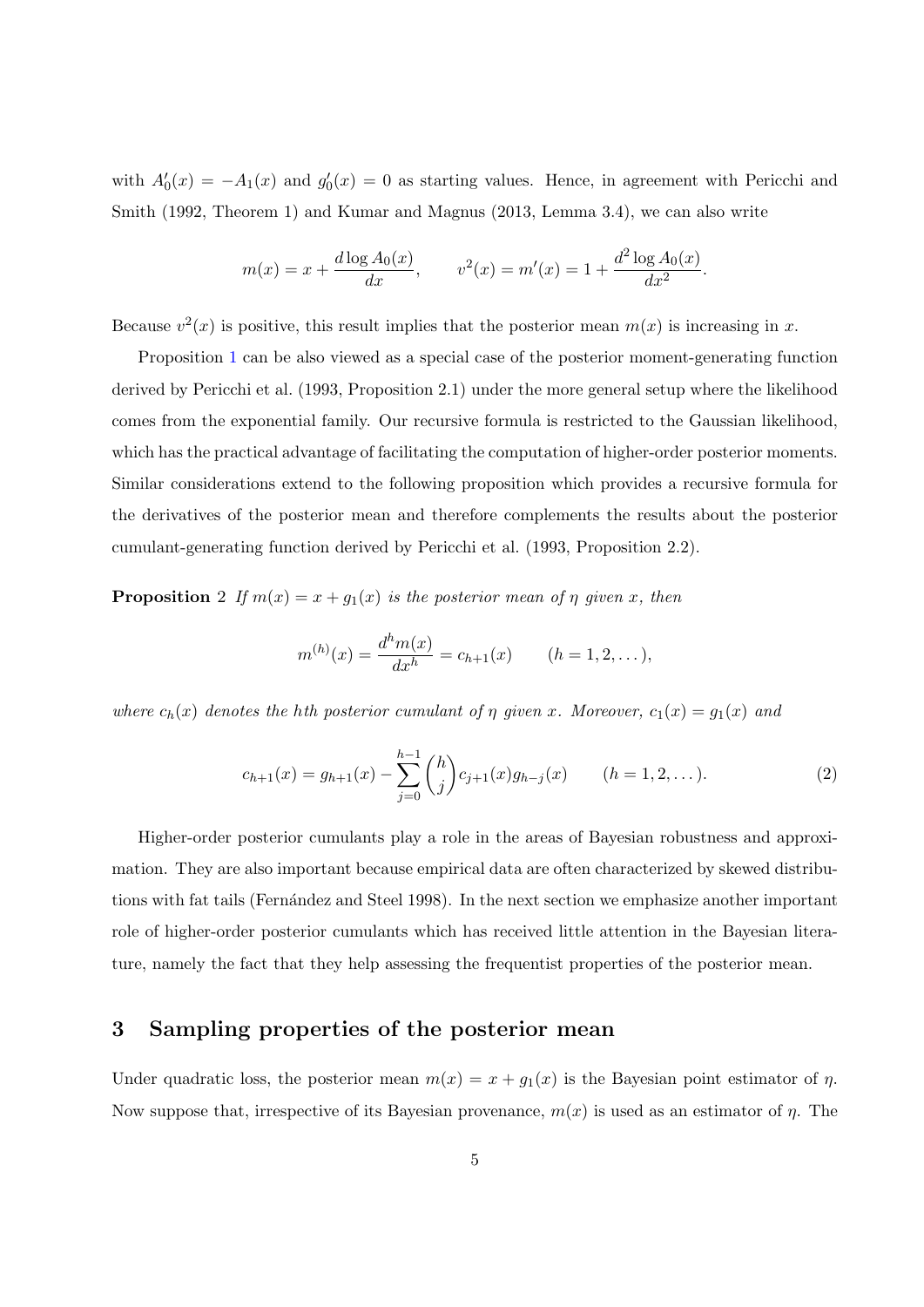with $A_0'(x) = -A_1(x)$ and $g_0'(x) = 0$ as starting values. Hence, in agreement with Pericchi and Smith (1992, Theorem 1) and Kumar and Magnus (2013, Lemma 3.4), we can also write

$$m(x) = x + \frac{d \log A_0(x)}{dx}, \qquad v^2(x) = m'(x) = 1 + \frac{d^2 \log A_0(x)}{dx^2}.$$

Because $v^2(x)$ is positive, this result implies that the posterior mean $m(x)$ is increasing in $x$.

Proposition 1 can be also viewed as a special case of the posterior moment-generating function derived by Pericchi et al. (1993, Proposition 2.1) under the more general setup where the likelihood comes from the exponential family. Our recursive formula is restricted to the Gaussian likelihood, which has the practical advantage of facilitating the computation of higher-order posterior moments. Similar considerations extend to the following proposition which provides a recursive formula for the derivatives of the posterior mean and therefore complements the results about the posterior cumulant-generating function derived by Pericchi et al. (1993, Proposition 2.2).

**Proposition** 2 *If $m(x) = x + g_1(x)$ is the posterior mean of $\eta$ given $x$, then*

$$m^{(h)}(x) = \frac{d^h m(x)}{dx^h} = c_{h+1}(x) \qquad (h = 1, 2, \dots),$$

*where $c_h(x)$ denotes the hth posterior cumulant of $\eta$ given $x$. Moreover, $c_1(x) = g_1(x)$ and*

$$c_{h+1}(x) = g_{h+1}(x) - \sum_{j=0}^{h-1} \binom{h}{j} c_{j+1}(x) g_{h-j}(x) \qquad (h = 1, 2, \dots). \tag{2}$$

Higher-order posterior cumulants play a role in the areas of Bayesian robustness and approximation. They are also important because empirical data are often characterized by skewed distributions with fat tails (Fernández and Steel 1998). In the next section we emphasize another important role of higher-order posterior cumulants which has received little attention in the Bayesian literature, namely the fact that they help assessing the frequentist properties of the posterior mean.

## 3 Sampling properties of the posterior mean

Under quadratic loss, the posterior mean $m(x) = x + g_1(x)$ is the Bayesian point estimator of $\eta$. Now suppose that, irrespective of its Bayesian provenance, $m(x)$ is used as an estimator of $\eta$. The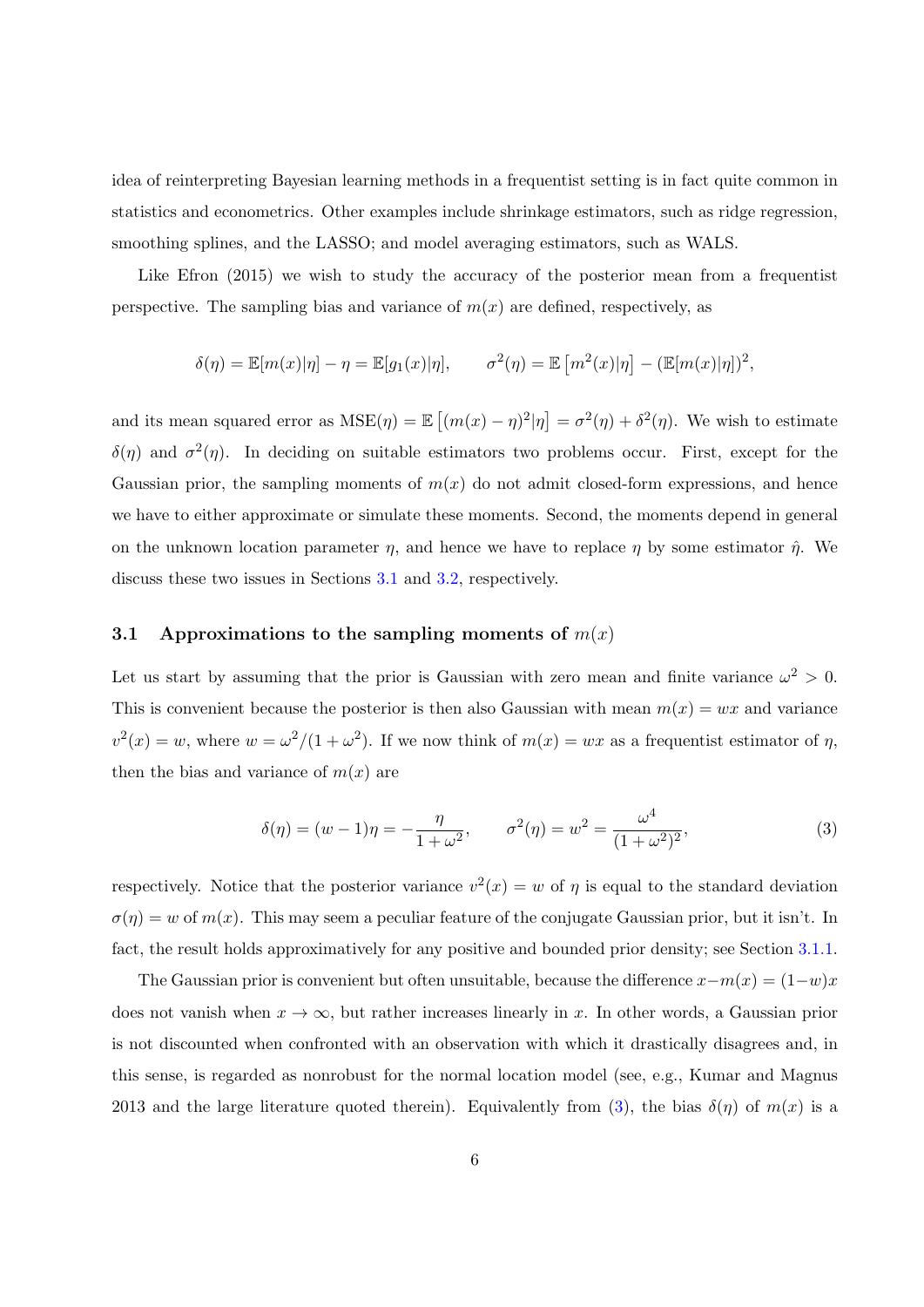idea of reinterpreting Bayesian learning methods in a frequentist setting is in fact quite common in statistics and econometrics. Other examples include shrinkage estimators, such as ridge regression, smoothing splines, and the LASSO; and model averaging estimators, such as WALS.

Like Efron (2015) we wish to study the accuracy of the posterior mean from a frequentist perspective. The sampling bias and variance of $m(x)$ are defined, respectively, as

$$\delta(\eta) = \mathbb{E}[m(x)|\eta] - \eta = \mathbb{E}[g_1(x)|\eta], \qquad \sigma^2(\eta) = \mathbb{E}\left[m^2(x)|\eta\right] - (\mathbb{E}[m(x)|\eta])^2,$$

and its mean squared error as $\text{MSE}(\eta) = \mathbb{E}\left[(m(x) - \eta)^2|\eta\right] = \sigma^2(\eta) + \delta^2(\eta)$. We wish to estimate $\delta(\eta)$ and $\sigma^2(\eta)$. In deciding on suitable estimators two problems occur. First, except for the Gaussian prior, the sampling moments of $m(x)$ do not admit closed-form expressions, and hence we have to either approximate or simulate these moments. Second, the moments depend in general on the unknown location parameter $\eta$, and hence we have to replace $\eta$ by some estimator $\hat{\eta}$. We discuss these two issues in Sections 3.1 and 3.2, respectively.

### 3.1 Approximations to the sampling moments of $m(x)$

Let us start by assuming that the prior is Gaussian with zero mean and finite variance $\omega^2 > 0$. This is convenient because the posterior is then also Gaussian with mean $m(x) = wx$ and variance $v^2(x) = w$, where $w = \omega^2/(1 + \omega^2)$. If we now think of $m(x) = wx$ as a frequentist estimator of $\eta$, then the bias and variance of $m(x)$ are

$$\delta(\eta) = (w-1)\eta = -\frac{\eta}{1+\omega^2}, \qquad \sigma^2(\eta) = w^2 = \frac{\omega^4}{(1+\omega^2)^2}, \tag{3}$$

respectively. Notice that the posterior variance $v^2(x) = w$ of $\eta$ is equal to the standard deviation $\sigma(\eta) = w$ of $m(x)$. This may seem a peculiar feature of the conjugate Gaussian prior, but it isn't. In fact, the result holds approximatively for any positive and bounded prior density; see Section 3.1.1.

The Gaussian prior is convenient but often unsuitable, because the difference $x - m(x) = (1-w)x$ does not vanish when $x \to \infty$, but rather increases linearly in $x$. In other words, a Gaussian prior is not discounted when confronted with an observation with which it drastically disagrees and, in this sense, is regarded as nonrobust for the normal location model (see, e.g., Kumar and Magnus 2013 and the large literature quoted therein). Equivalently from (3), the bias $\delta(\eta)$ of $m(x)$ is a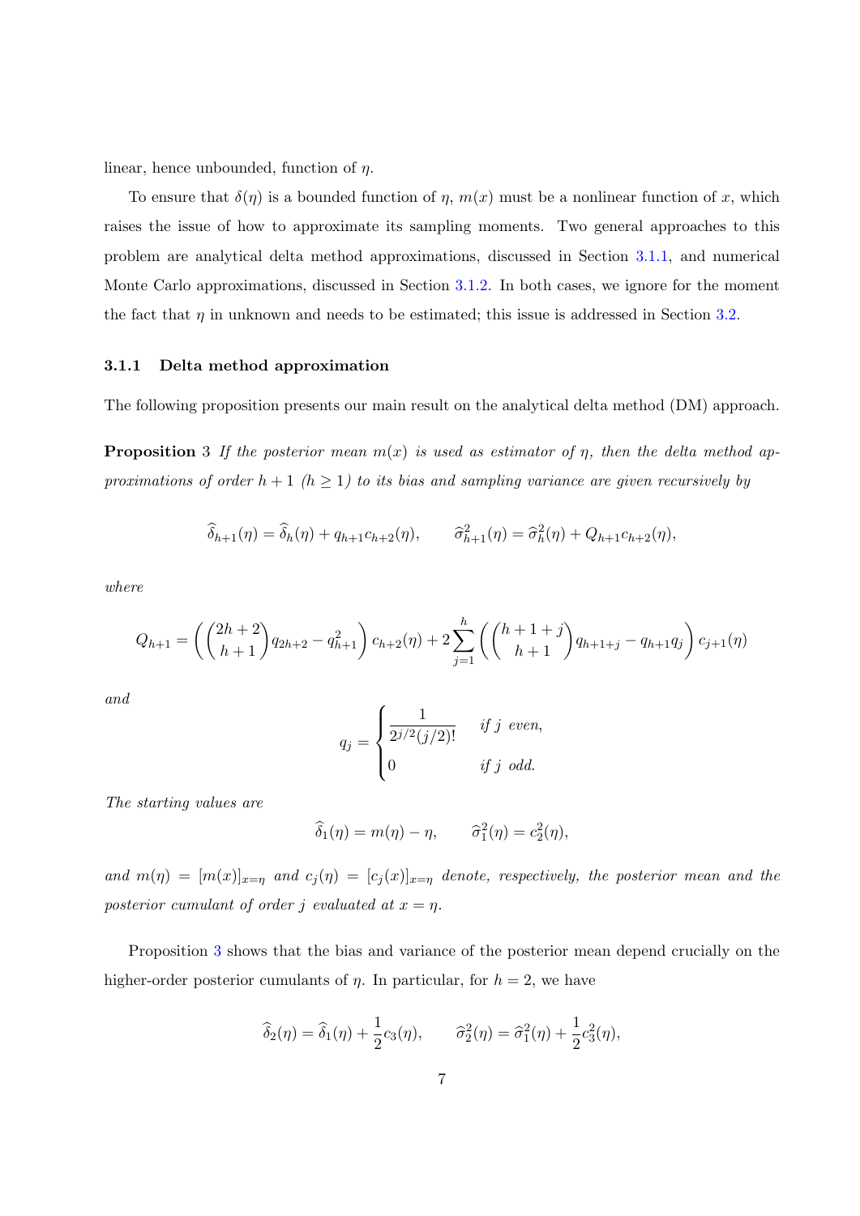linear, hence unbounded, function of $\eta$.

To ensure that $\delta(\eta)$ is a bounded function of $\eta$, $m(x)$ must be a nonlinear function of $x$, which raises the issue of how to approximate its sampling moments. Two general approaches to this problem are analytical delta method approximations, discussed in Section 3.1.1, and numerical Monte Carlo approximations, discussed in Section 3.1.2. In both cases, we ignore for the moment the fact that $\eta$ in unknown and needs to be estimated; this issue is addressed in Section 3.2.

### 3.1.1 Delta method approximation

The following proposition presents our main result on the analytical delta method (DM) approach.

**Proposition** 3 *If the posterior mean $m(x)$ is used as estimator of $\eta$, then the delta method approximations of order $h+1$ ($h \geq 1$) to its bias and sampling variance are given recursively by*

$$\widehat{\delta}_{h+1}(\eta) = \widehat{\delta}_h(\eta) + q_{h+1} c_{h+2}(\eta), \qquad \widehat{\sigma}^2_{h+1}(\eta) = \widehat{\sigma}^2_h(\eta) + Q_{h+1} c_{h+2}(\eta),$$

*where*

$$Q_{h+1} = \left( \binom{2h+2}{h+1} q_{2h+2} - q^2_{h+1} \right) c_{h+2}(\eta) + 2 \sum_{j=1}^{h} \left( \binom{h+1+j}{h+1} q_{h+1+j} - q_{h+1} q_j \right) c_{j+1}(\eta)$$

*and*

$$q_j = \begin{cases} \dfrac{1}{2^{j/2}(j/2)!} & \text{if } j \text{ even,} \\ 0 & \text{if } j \text{ odd.} \end{cases}$$

*The starting values are*

$$\widehat{\delta}_1(\eta) = m(\eta) - \eta, \qquad \widehat{\sigma}^2_1(\eta) = c^2_2(\eta),$$

*and $m(\eta) = [m(x)]_{x=\eta}$ and $c_j(\eta) = [c_j(x)]_{x=\eta}$ denote, respectively, the posterior mean and the posterior cumulant of order $j$ evaluated at $x = \eta$.*

Proposition 3 shows that the bias and variance of the posterior mean depend crucially on the higher-order posterior cumulants of $\eta$. In particular, for $h = 2$, we have

$$\widehat{\delta}_2(\eta) = \widehat{\delta}_1(\eta) + \frac{1}{2} c_3(\eta), \qquad \widehat{\sigma}^2_2(\eta) = \widehat{\sigma}^2_1(\eta) + \frac{1}{2} c^2_3(\eta),$$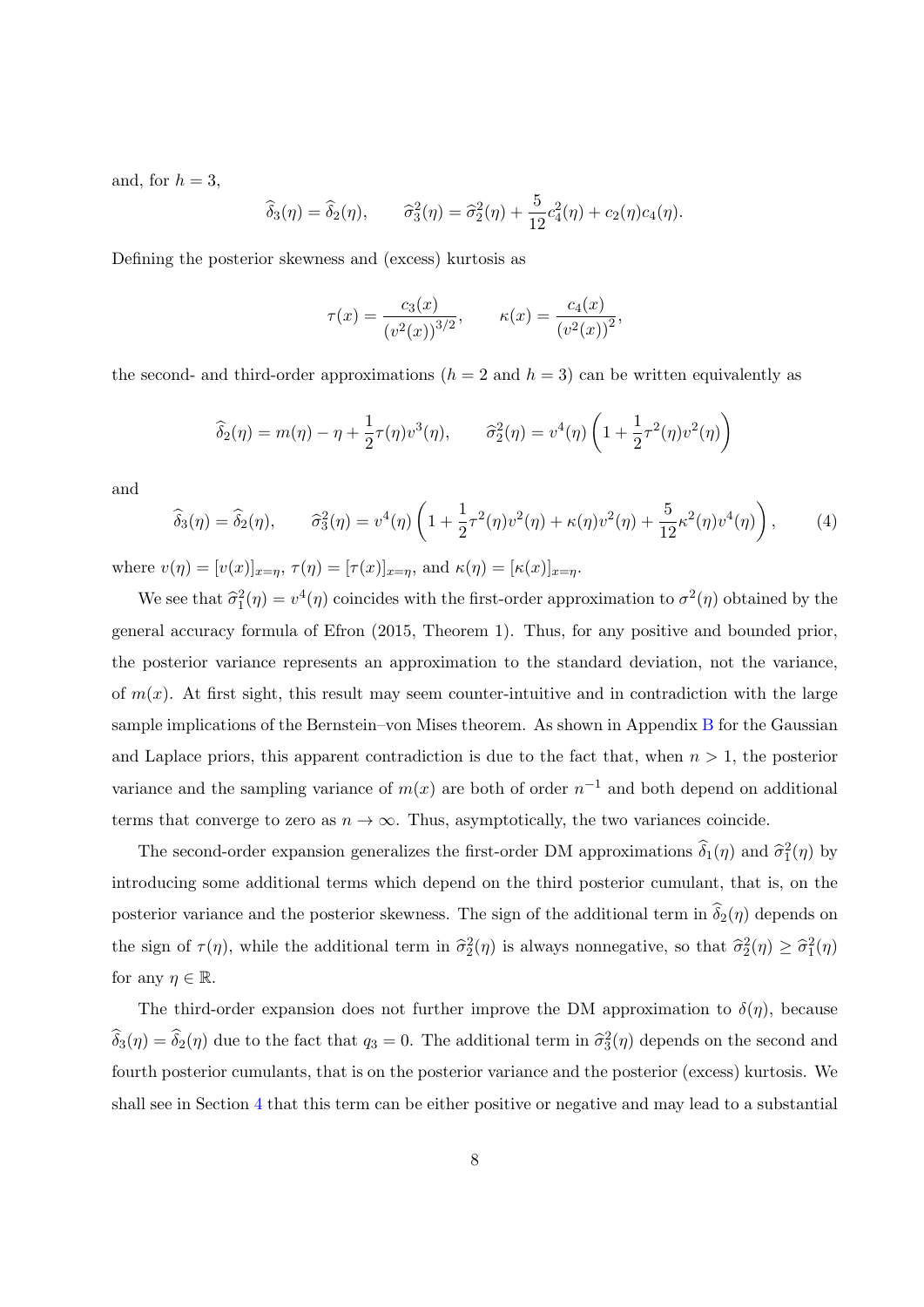and, for $h = 3$,

$$\widehat{\delta}_3(\eta) = \widehat{\delta}_2(\eta), \qquad \widehat{\sigma}^2_3(\eta) = \widehat{\sigma}^2_2(\eta) + \frac{5}{12}c_4^2(\eta) + c_2(\eta)c_4(\eta).$$

Defining the posterior skewness and (excess) kurtosis as

$$\tau(x) = \frac{c_3(x)}{\left(v^2(x)\right)^{3/2}}, \qquad \kappa(x) = \frac{c_4(x)}{\left(v^2(x)\right)^2},$$

the second- and third-order approximations ($h = 2$ and $h = 3$) can be written equivalently as

$$\widehat{\delta}_2(\eta) = m(\eta) - \eta + \frac{1}{2}\tau(\eta)v^3(\eta), \qquad \widehat{\sigma}^2_2(\eta) = v^4(\eta)\left(1 + \frac{1}{2}\tau^2(\eta)v^2(\eta)\right)$$

and

$$\widehat{\delta}_3(\eta) = \widehat{\delta}_2(\eta), \qquad \widehat{\sigma}^2_3(\eta) = v^4(\eta)\left(1 + \frac{1}{2}\tau^2(\eta)v^2(\eta) + \kappa(\eta)v^2(\eta) + \frac{5}{12}\kappa^2(\eta)v^4(\eta)\right), \tag{4}$$

where $v(\eta) = [v(x)]_{x=\eta}$, $\tau(\eta) = [\tau(x)]_{x=\eta}$, and $\kappa(\eta) = [\kappa(x)]_{x=\eta}$.

We see that $\widehat{\sigma}^2_1(\eta) = v^4(\eta)$ coincides with the first-order approximation to $\sigma^2(\eta)$ obtained by the general accuracy formula of Efron (2015, Theorem 1). Thus, for any positive and bounded prior, the posterior variance represents an approximation to the standard deviation, not the variance, of $m(x)$. At first sight, this result may seem counter-intuitive and in contradiction with the large sample implications of the Bernstein–von Mises theorem. As shown in Appendix B for the Gaussian and Laplace priors, this apparent contradiction is due to the fact that, when $n > 1$, the posterior variance and the sampling variance of $m(x)$ are both of order $n^{-1}$ and both depend on additional terms that converge to zero as $n \to \infty$. Thus, asymptotically, the two variances coincide.

The second-order expansion generalizes the first-order DM approximations $\widehat{\delta}_1(\eta)$ and $\widehat{\sigma}^2_1(\eta)$ by introducing some additional terms which depend on the third posterior cumulant, that is, on the posterior variance and the posterior skewness. The sign of the additional term in $\widehat{\delta}_2(\eta)$ depends on the sign of $\tau(\eta)$, while the additional term in $\widehat{\sigma}^2_2(\eta)$ is always nonnegative, so that $\widehat{\sigma}^2_2(\eta) \geq \widehat{\sigma}^2_1(\eta)$ for any $\eta \in \mathbb{R}$.

The third-order expansion does not further improve the DM approximation to $\delta(\eta)$, because $\widehat{\delta}_3(\eta) = \widehat{\delta}_2(\eta)$ due to the fact that $q_3 = 0$. The additional term in $\widehat{\sigma}^2_3(\eta)$ depends on the second and fourth posterior cumulants, that is on the posterior variance and the posterior (excess) kurtosis. We shall see in Section 4 that this term can be either positive or negative and may lead to a substantial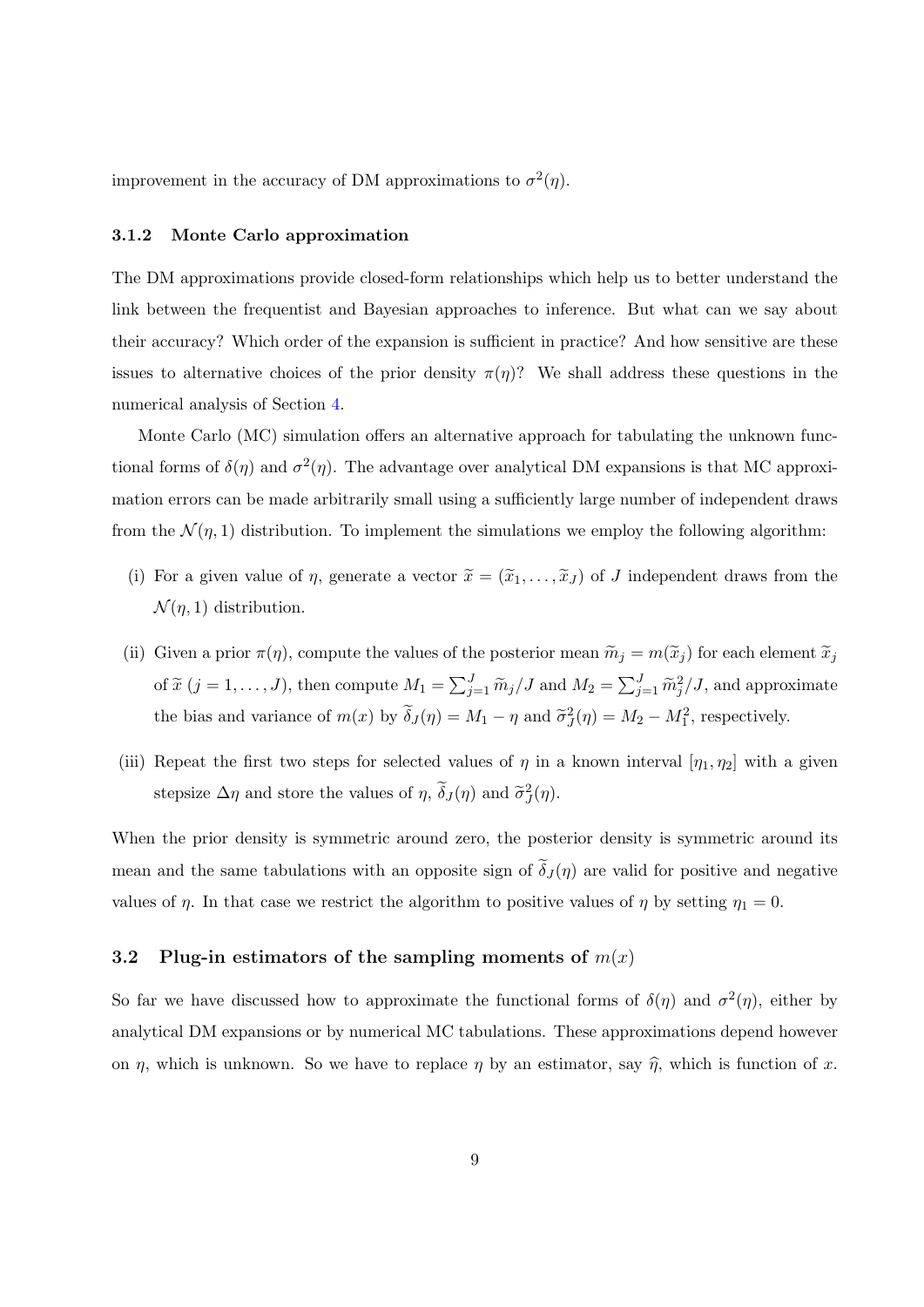improvement in the accuracy of DM approximations to $\sigma^2(\eta)$.

### 3.1.2 Monte Carlo approximation

The DM approximations provide closed-form relationships which help us to better understand the link between the frequentist and Bayesian approaches to inference. But what can we say about their accuracy? Which order of the expansion is sufficient in practice? And how sensitive are these issues to alternative choices of the prior density $\pi(\eta)$? We shall address these questions in the numerical analysis of Section 4.

Monte Carlo (MC) simulation offers an alternative approach for tabulating the unknown functional forms of $\delta(\eta)$ and $\sigma^2(\eta)$. The advantage over analytical DM expansions is that MC approximation errors can be made arbitrarily small using a sufficiently large number of independent draws from the $\mathcal{N}(\eta, 1)$ distribution. To implement the simulations we employ the following algorithm:

(i) For a given value of $\eta$, generate a vector $\widetilde{x} = (\widetilde{x}_1, \ldots, \widetilde{x}_J)$ of $J$ independent draws from the $\mathcal{N}(\eta, 1)$ distribution.

(ii) Given a prior $\pi(\eta)$, compute the values of the posterior mean $\widetilde{m}_j = m(\widetilde{x}_j)$ for each element $\widetilde{x}_j$ of $\widetilde{x}$ $(j = 1, \ldots, J)$, then compute $M_1 = \sum_{j=1}^{J} \widetilde{m}_j / J$ and $M_2 = \sum_{j=1}^{J} \widetilde{m}_j^2 / J$, and approximate the bias and variance of $m(x)$ by $\widetilde{\delta}_J(\eta) = M_1 - \eta$ and $\widetilde{\sigma}_J^2(\eta) = M_2 - M_1^2$, respectively.

(iii) Repeat the first two steps for selected values of $\eta$ in a known interval $[\eta_1, \eta_2]$ with a given stepsize $\Delta\eta$ and store the values of $\eta$, $\widetilde{\delta}_J(\eta)$ and $\widetilde{\sigma}_J^2(\eta)$.

When the prior density is symmetric around zero, the posterior density is symmetric around its mean and the same tabulations with an opposite sign of $\widetilde{\delta}_J(\eta)$ are valid for positive and negative values of $\eta$. In that case we restrict the algorithm to positive values of $\eta$ by setting $\eta_1 = 0$.

## 3.2 Plug-in estimators of the sampling moments of $m(x)$

So far we have discussed how to approximate the functional forms of $\delta(\eta)$ and $\sigma^2(\eta)$, either by analytical DM expansions or by numerical MC tabulations. These approximations depend however on $\eta$, which is unknown. So we have to replace $\eta$ by an estimator, say $\widehat{\eta}$, which is function of $x$.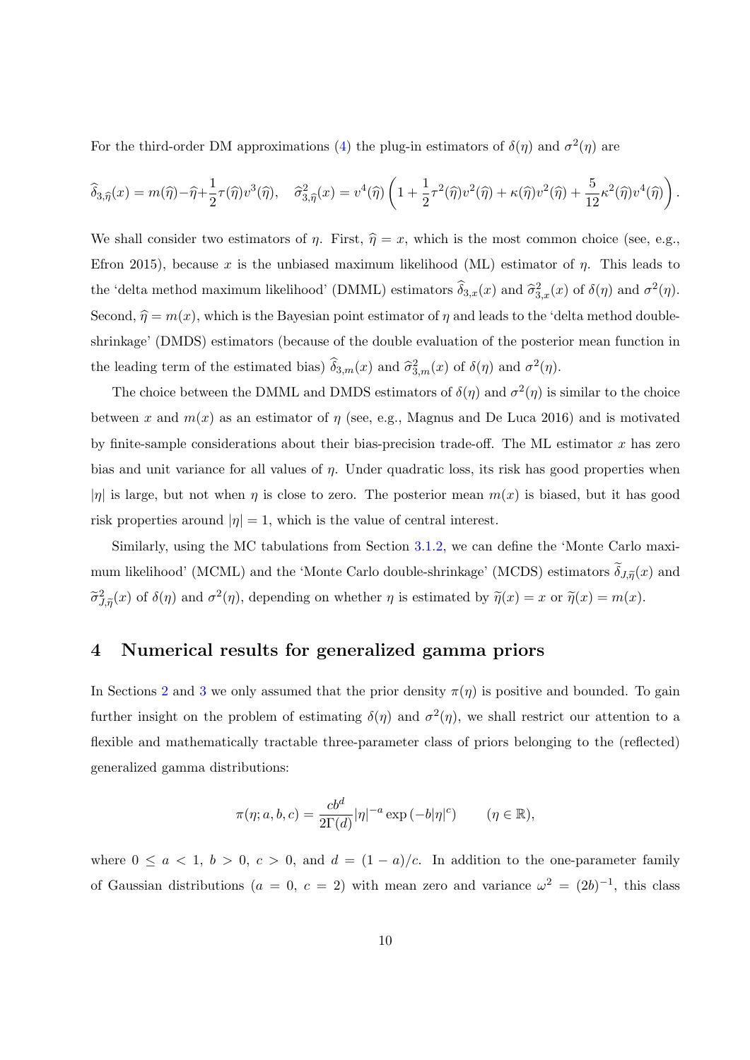For the third-order DM approximations (4) the plug-in estimators of $\delta(\eta)$ and $\sigma^2(\eta)$ are

$$\widehat{\delta}_{3,\widehat{\eta}}(x) = m(\widehat{\eta}) - \widehat{\eta} + \frac{1}{2}\tau(\widehat{\eta})v^3(\widehat{\eta}), \quad \widehat{\sigma}^2_{3,\widehat{\eta}}(x) = v^4(\widehat{\eta})\left(1 + \frac{1}{2}\tau^2(\widehat{\eta})v^2(\widehat{\eta}) + \kappa(\widehat{\eta})v^2(\widehat{\eta}) + \frac{5}{12}\kappa^2(\widehat{\eta})v^4(\widehat{\eta})\right).$$

We shall consider two estimators of $\eta$. First, $\widehat{\eta} = x$, which is the most common choice (see, e.g., Efron 2015), because $x$ is the unbiased maximum likelihood (ML) estimator of $\eta$. This leads to the 'delta method maximum likelihood' (DMML) estimators $\widehat{\delta}_{3,x}(x)$ and $\widehat{\sigma}^2_{3,x}(x)$ of $\delta(\eta)$ and $\sigma^2(\eta)$. Second, $\widehat{\eta} = m(x)$, which is the Bayesian point estimator of $\eta$ and leads to the 'delta method double-shrinkage' (DMDS) estimators (because of the double evaluation of the posterior mean function in the leading term of the estimated bias) $\widehat{\delta}_{3,m}(x)$ and $\widehat{\sigma}^2_{3,m}(x)$ of $\delta(\eta)$ and $\sigma^2(\eta)$.

The choice between the DMML and DMDS estimators of $\delta(\eta)$ and $\sigma^2(\eta)$ is similar to the choice between $x$ and $m(x)$ as an estimator of $\eta$ (see, e.g., Magnus and De Luca 2016) and is motivated by finite-sample considerations about their bias-precision trade-off. The ML estimator $x$ has zero bias and unit variance for all values of $\eta$. Under quadratic loss, its risk has good properties when $|\eta|$ is large, but not when $\eta$ is close to zero. The posterior mean $m(x)$ is biased, but it has good risk properties around $|\eta| = 1$, which is the value of central interest.

Similarly, using the MC tabulations from Section 3.1.2, we can define the 'Monte Carlo maximum likelihood' (MCML) and the 'Monte Carlo double-shrinkage' (MCDS) estimators $\widetilde{\delta}_{J,\widetilde{\eta}}(x)$ and $\widetilde{\sigma}^2_{J,\widetilde{\eta}}(x)$ of $\delta(\eta)$ and $\sigma^2(\eta)$, depending on whether $\eta$ is estimated by $\widetilde{\eta}(x) = x$ or $\widetilde{\eta}(x) = m(x)$.

# 4 Numerical results for generalized gamma priors

In Sections 2 and 3 we only assumed that the prior density $\pi(\eta)$ is positive and bounded. To gain further insight on the problem of estimating $\delta(\eta)$ and $\sigma^2(\eta)$, we shall restrict our attention to a flexible and mathematically tractable three-parameter class of priors belonging to the (reflected) generalized gamma distributions:

$$\pi(\eta; a, b, c) = \frac{cb^d}{2\Gamma(d)}|\eta|^{-a}\exp\left(-b|\eta|^c\right) \qquad (\eta \in \mathbb{R}),$$

where $0 \leq a < 1$, $b > 0$, $c > 0$, and $d = (1-a)/c$. In addition to the one-parameter family of Gaussian distributions ($a = 0$, $c = 2$) with mean zero and variance $\omega^2 = (2b)^{-1}$, this class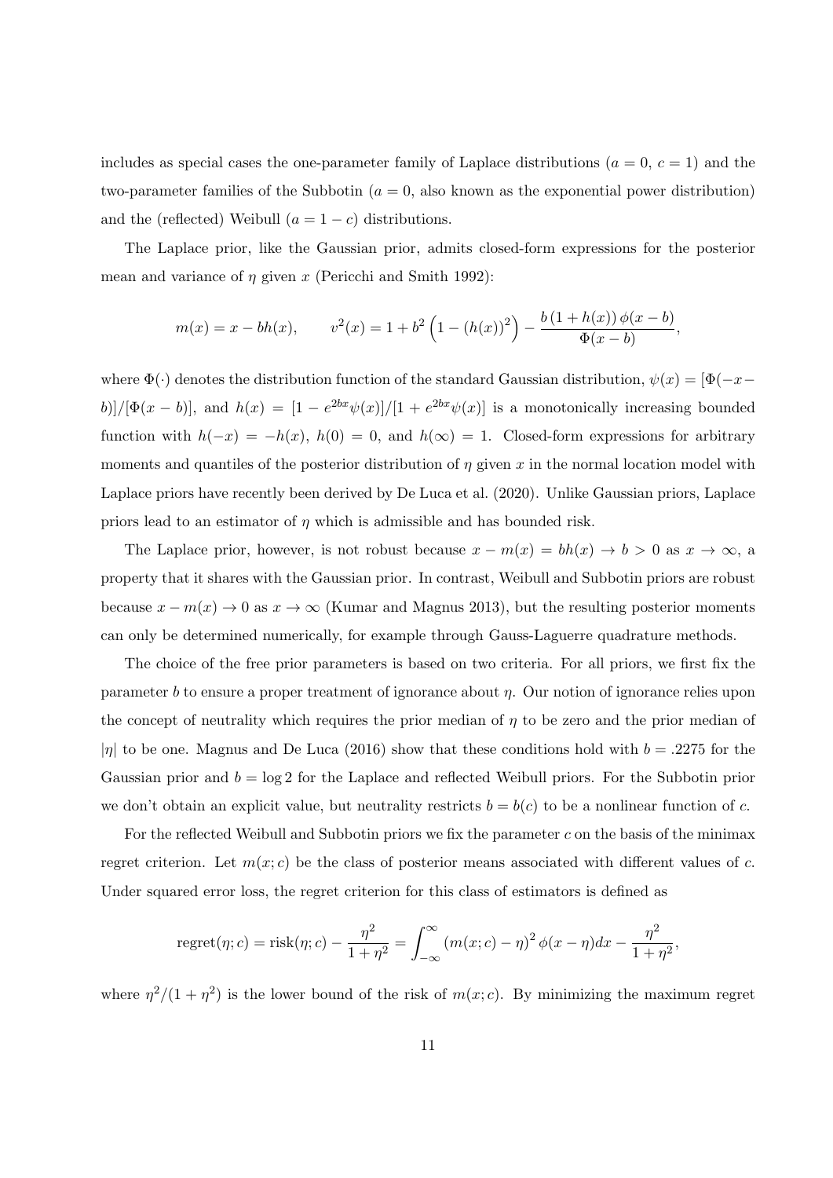includes as special cases the one-parameter family of Laplace distributions ($a = 0$, $c = 1$) and the two-parameter families of the Subbotin ($a = 0$, also known as the exponential power distribution) and the (reflected) Weibull ($a = 1 - c$) distributions.

The Laplace prior, like the Gaussian prior, admits closed-form expressions for the posterior mean and variance of $\eta$ given $x$ (Pericchi and Smith 1992):

$$m(x) = x - bh(x), \qquad v^2(x) = 1 + b^2\left(1 - (h(x))^2\right) - \frac{b\,(1 + h(x))\,\phi(x - b)}{\Phi(x - b)},$$

where $\Phi(\cdot)$ denotes the distribution function of the standard Gaussian distribution, $\psi(x) = [\Phi(-x-b)]/[\Phi(x-b)]$, and $h(x) = [1 - e^{2bx}\psi(x)]/[1 + e^{2bx}\psi(x)]$ is a monotonically increasing bounded function with $h(-x) = -h(x)$, $h(0) = 0$, and $h(\infty) = 1$. Closed-form expressions for arbitrary moments and quantiles of the posterior distribution of $\eta$ given $x$ in the normal location model with Laplace priors have recently been derived by De Luca et al. (2020). Unlike Gaussian priors, Laplace priors lead to an estimator of $\eta$ which is admissible and has bounded risk.

The Laplace prior, however, is not robust because $x - m(x) = bh(x) \to b > 0$ as $x \to \infty$, a property that it shares with the Gaussian prior. In contrast, Weibull and Subbotin priors are robust because $x - m(x) \to 0$ as $x \to \infty$ (Kumar and Magnus 2013), but the resulting posterior moments can only be determined numerically, for example through Gauss-Laguerre quadrature methods.

The choice of the free prior parameters is based on two criteria. For all priors, we first fix the parameter $b$ to ensure a proper treatment of ignorance about $\eta$. Our notion of ignorance relies upon the concept of neutrality which requires the prior median of $\eta$ to be zero and the prior median of $|\eta|$ to be one. Magnus and De Luca (2016) show that these conditions hold with $b = .2275$ for the Gaussian prior and $b = \log 2$ for the Laplace and reflected Weibull priors. For the Subbotin prior we don't obtain an explicit value, but neutrality restricts $b = b(c)$ to be a nonlinear function of $c$.

For the reflected Weibull and Subbotin priors we fix the parameter $c$ on the basis of the minimax regret criterion. Let $m(x; c)$ be the class of posterior means associated with different values of $c$. Under squared error loss, the regret criterion for this class of estimators is defined as

$$\text{regret}(\eta; c) = \text{risk}(\eta; c) - \frac{\eta^2}{1 + \eta^2} = \int_{-\infty}^{\infty} (m(x; c) - \eta)^2\,\phi(x - \eta)dx - \frac{\eta^2}{1 + \eta^2},$$

where $\eta^2/(1 + \eta^2)$ is the lower bound of the risk of $m(x; c)$. By minimizing the maximum regret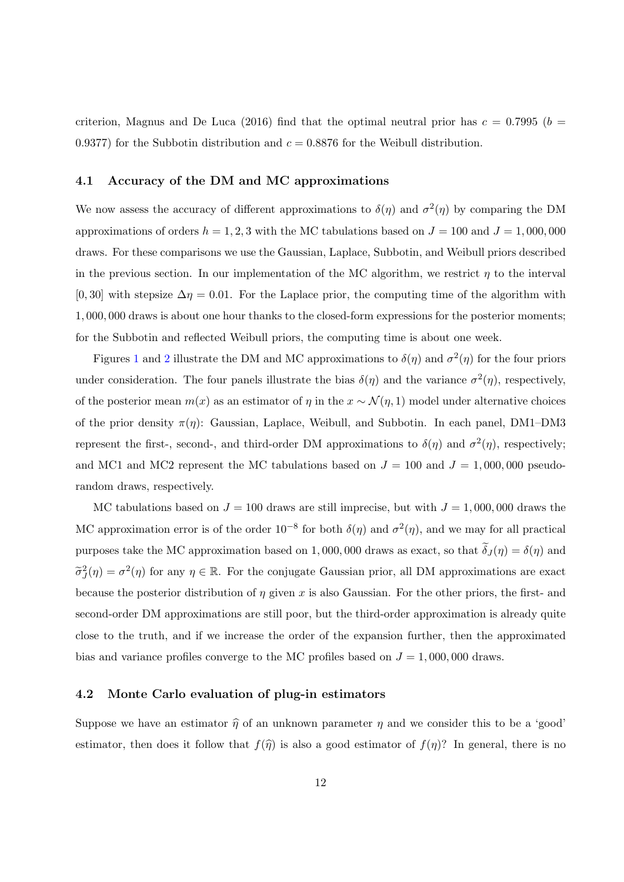criterion, Magnus and De Luca (2016) find that the optimal neutral prior has $c = 0.7995$ ($b = 0.9377$) for the Subbotin distribution and $c = 0.8876$ for the Weibull distribution.

### 4.1 Accuracy of the DM and MC approximations

We now assess the accuracy of different approximations to $\delta(\eta)$ and $\sigma^2(\eta)$ by comparing the DM approximations of orders $h = 1, 2, 3$ with the MC tabulations based on $J = 100$ and $J = 1,000,000$ draws. For these comparisons we use the Gaussian, Laplace, Subbotin, and Weibull priors described in the previous section. In our implementation of the MC algorithm, we restrict $\eta$ to the interval $[0, 30]$ with stepsize $\Delta\eta = 0.01$. For the Laplace prior, the computing time of the algorithm with $1,000,000$ draws is about one hour thanks to the closed-form expressions for the posterior moments; for the Subbotin and reflected Weibull priors, the computing time is about one week.

Figures 1 and 2 illustrate the DM and MC approximations to $\delta(\eta)$ and $\sigma^2(\eta)$ for the four priors under consideration. The four panels illustrate the bias $\delta(\eta)$ and the variance $\sigma^2(\eta)$, respectively, of the posterior mean $m(x)$ as an estimator of $\eta$ in the $x \sim \mathcal{N}(\eta, 1)$ model under alternative choices of the prior density $\pi(\eta)$: Gaussian, Laplace, Weibull, and Subbotin. In each panel, DM1–DM3 represent the first-, second-, and third-order DM approximations to $\delta(\eta)$ and $\sigma^2(\eta)$, respectively; and MC1 and MC2 represent the MC tabulations based on $J = 100$ and $J = 1,000,000$ pseudo-random draws, respectively.

MC tabulations based on $J = 100$ draws are still imprecise, but with $J = 1,000,000$ draws the MC approximation error is of the order $10^{-8}$ for both $\delta(\eta)$ and $\sigma^2(\eta)$, and we may for all practical purposes take the MC approximation based on $1,000,000$ draws as exact, so that $\widetilde{\delta}_J(\eta) = \delta(\eta)$ and $\widetilde{\sigma}^2_J(\eta) = \sigma^2(\eta)$ for any $\eta \in \mathbb{R}$. For the conjugate Gaussian prior, all DM approximations are exact because the posterior distribution of $\eta$ given $x$ is also Gaussian. For the other priors, the first- and second-order DM approximations are still poor, but the third-order approximation is already quite close to the truth, and if we increase the order of the expansion further, then the approximated bias and variance profiles converge to the MC profiles based on $J = 1,000,000$ draws.

### 4.2 Monte Carlo evaluation of plug-in estimators

Suppose we have an estimator $\widehat{\eta}$ of an unknown parameter $\eta$ and we consider this to be a 'good' estimator, then does it follow that $f(\widehat{\eta})$ is also a good estimator of $f(\eta)$? In general, there is no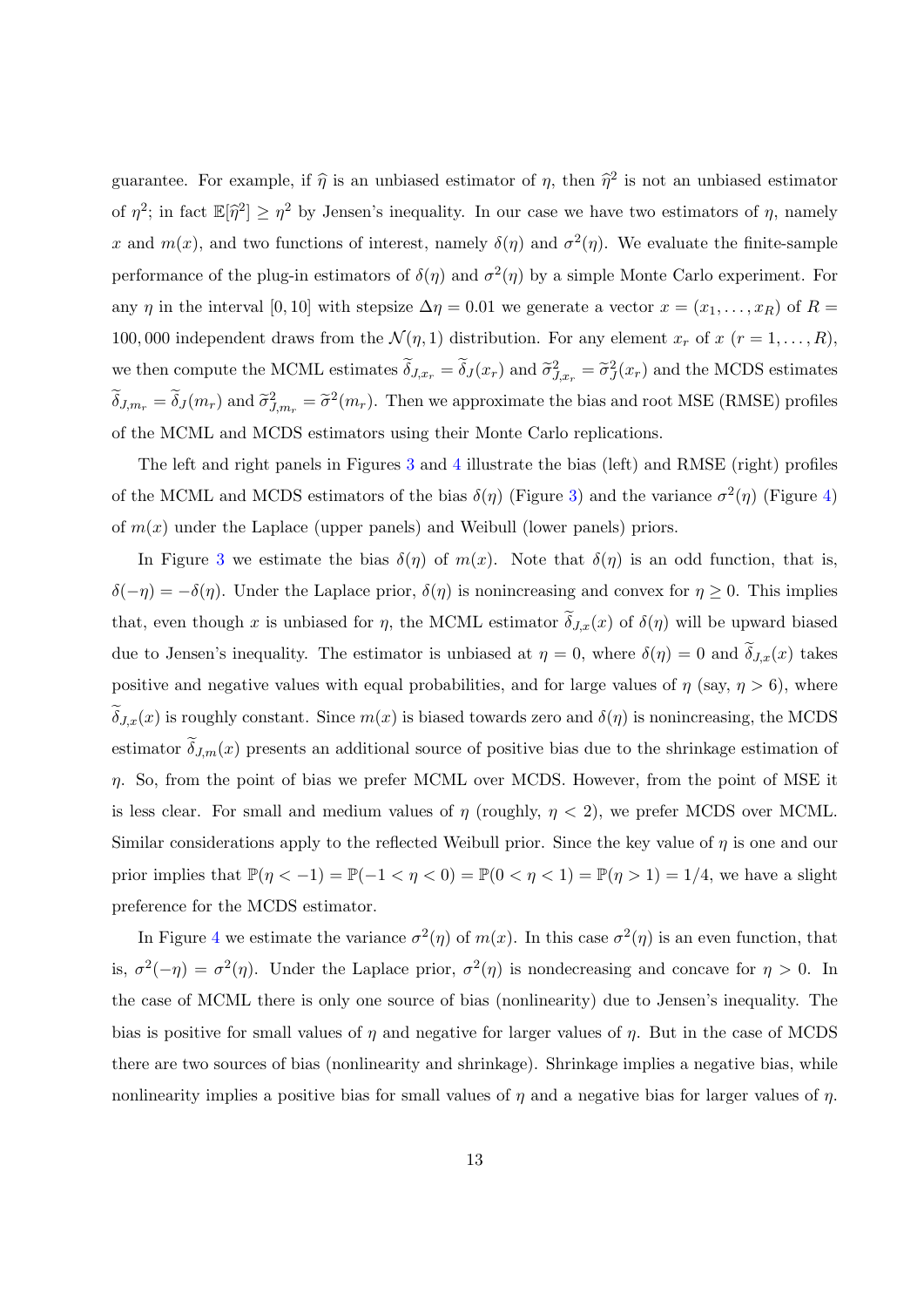guarantee. For example, if $\widehat{\eta}$ is an unbiased estimator of $\eta$, then $\widehat{\eta}^2$ is not an unbiased estimator of $\eta^2$; in fact $\mathbb{E}[\widehat{\eta}^2] \geq \eta^2$ by Jensen's inequality. In our case we have two estimators of $\eta$, namely $x$ and $m(x)$, and two functions of interest, namely $\delta(\eta)$ and $\sigma^2(\eta)$. We evaluate the finite-sample performance of the plug-in estimators of $\delta(\eta)$ and $\sigma^2(\eta)$ by a simple Monte Carlo experiment. For any $\eta$ in the interval $[0, 10]$ with stepsize $\Delta\eta = 0.01$ we generate a vector $x = (x_1, \ldots, x_R)$ of $R = 100,000$ independent draws from the $\mathcal{N}(\eta, 1)$ distribution. For any element $x_r$ of $x$ $(r = 1, \ldots, R)$, we then compute the MCML estimates $\widetilde{\delta}_{J,x_r} = \widetilde{\delta}_J(x_r)$ and $\widetilde{\sigma}^2_{J,x_r} = \widetilde{\sigma}^2_J(x_r)$ and the MCDS estimates $\widetilde{\delta}_{J,m_r} = \widetilde{\delta}_J(m_r)$ and $\widetilde{\sigma}^2_{J,m_r} = \widetilde{\sigma}^2(m_r)$. Then we approximate the bias and root MSE (RMSE) profiles of the MCML and MCDS estimators using their Monte Carlo replications.

The left and right panels in Figures 3 and 4 illustrate the bias (left) and RMSE (right) profiles of the MCML and MCDS estimators of the bias $\delta(\eta)$ (Figure 3) and the variance $\sigma^2(\eta)$ (Figure 4) of $m(x)$ under the Laplace (upper panels) and Weibull (lower panels) priors.

In Figure 3 we estimate the bias $\delta(\eta)$ of $m(x)$. Note that $\delta(\eta)$ is an odd function, that is, $\delta(-\eta) = -\delta(\eta)$. Under the Laplace prior, $\delta(\eta)$ is nonincreasing and convex for $\eta \geq 0$. This implies that, even though $x$ is unbiased for $\eta$, the MCML estimator $\widetilde{\delta}_{J,x}(x)$ of $\delta(\eta)$ will be upward biased due to Jensen's inequality. The estimator is unbiased at $\eta = 0$, where $\delta(\eta) = 0$ and $\widetilde{\delta}_{J,x}(x)$ takes positive and negative values with equal probabilities, and for large values of $\eta$ (say, $\eta > 6$), where $\widetilde{\delta}_{J,x}(x)$ is roughly constant. Since $m(x)$ is biased towards zero and $\delta(\eta)$ is nonincreasing, the MCDS estimator $\widetilde{\delta}_{J,m}(x)$ presents an additional source of positive bias due to the shrinkage estimation of $\eta$. So, from the point of bias we prefer MCML over MCDS. However, from the point of MSE it is less clear. For small and medium values of $\eta$ (roughly, $\eta < 2$), we prefer MCDS over MCML. Similar considerations apply to the reflected Weibull prior. Since the key value of $\eta$ is one and our prior implies that $\mathbb{P}(\eta < -1) = \mathbb{P}(-1 < \eta < 0) = \mathbb{P}(0 < \eta < 1) = \mathbb{P}(\eta > 1) = 1/4$, we have a slight preference for the MCDS estimator.

In Figure 4 we estimate the variance $\sigma^2(\eta)$ of $m(x)$. In this case $\sigma^2(\eta)$ is an even function, that is, $\sigma^2(-\eta) = \sigma^2(\eta)$. Under the Laplace prior, $\sigma^2(\eta)$ is nondecreasing and concave for $\eta > 0$. In the case of MCML there is only one source of bias (nonlinearity) due to Jensen's inequality. The bias is positive for small values of $\eta$ and negative for larger values of $\eta$. But in the case of MCDS there are two sources of bias (nonlinearity and shrinkage). Shrinkage implies a negative bias, while nonlinearity implies a positive bias for small values of $\eta$ and a negative bias for larger values of $\eta$.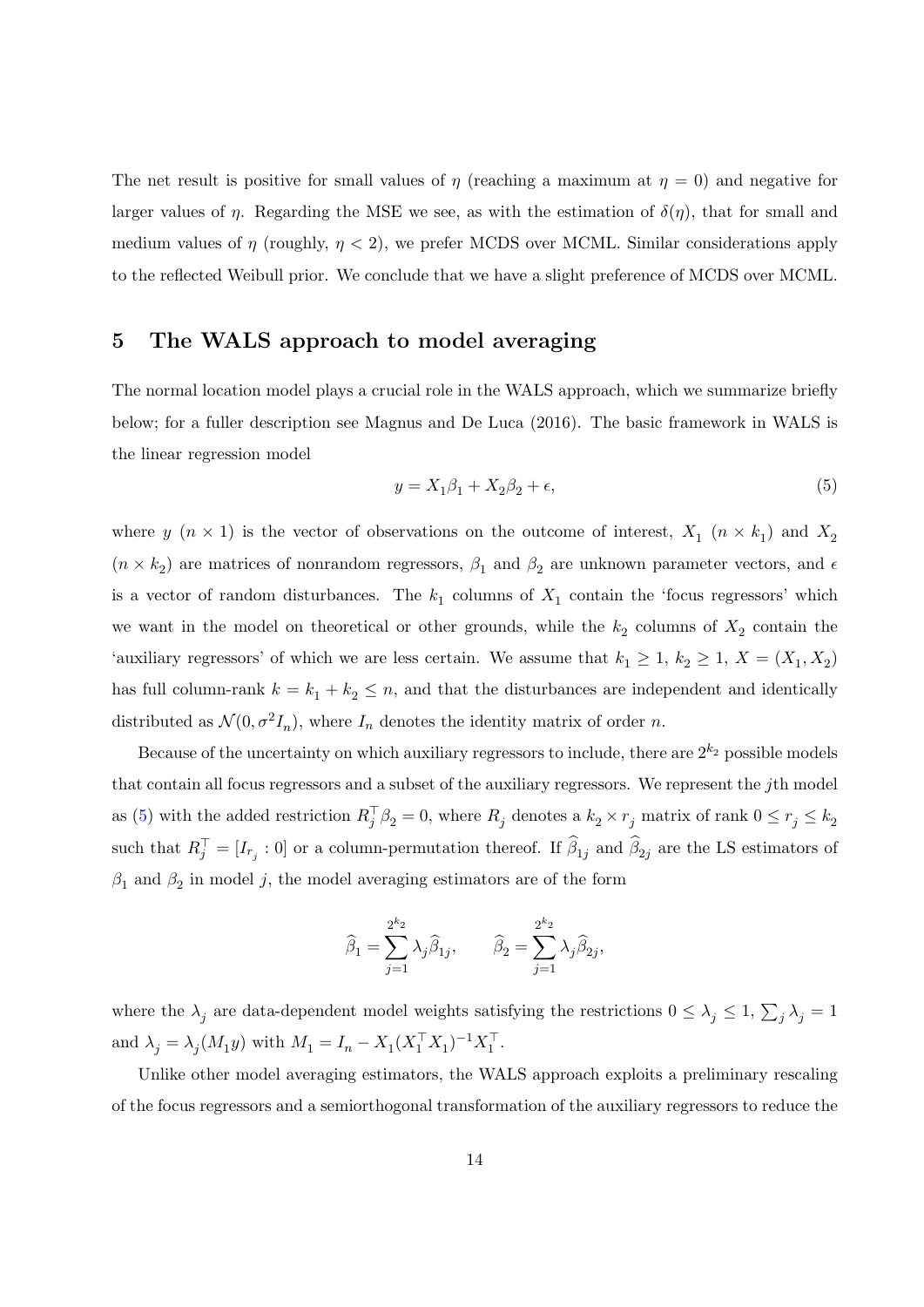The net result is positive for small values of $\eta$ (reaching a maximum at $\eta = 0$) and negative for larger values of $\eta$. Regarding the MSE we see, as with the estimation of $\delta(\eta)$, that for small and medium values of $\eta$ (roughly, $\eta < 2$), we prefer MCDS over MCML. Similar considerations apply to the reflected Weibull prior. We conclude that we have a slight preference of MCDS over MCML.

## 5 The WALS approach to model averaging

The normal location model plays a crucial role in the WALS approach, which we summarize briefly below; for a fuller description see Magnus and De Luca (2016). The basic framework in WALS is the linear regression model

$$y = X_1\beta_1 + X_2\beta_2 + \epsilon, \tag{5}$$

where $y$ $(n \times 1)$ is the vector of observations on the outcome of interest, $X_1$ $(n \times k_1)$ and $X_2$ $(n \times k_2)$ are matrices of nonrandom regressors, $\beta_1$ and $\beta_2$ are unknown parameter vectors, and $\epsilon$ is a vector of random disturbances. The $k_1$ columns of $X_1$ contain the 'focus regressors' which we want in the model on theoretical or other grounds, while the $k_2$ columns of $X_2$ contain the 'auxiliary regressors' of which we are less certain. We assume that $k_1 \geq 1$, $k_2 \geq 1$, $X = (X_1, X_2)$ has full column-rank $k = k_1 + k_2 \leq n$, and that the disturbances are independent and identically distributed as $\mathcal{N}(0, \sigma^2 I_n)$, where $I_n$ denotes the identity matrix of order $n$.

Because of the uncertainty on which auxiliary regressors to include, there are $2^{k_2}$ possible models that contain all focus regressors and a subset of the auxiliary regressors. We represent the $j$th model as (5) with the added restriction $R_j^\top \beta_2 = 0$, where $R_j$ denotes a $k_2 \times r_j$ matrix of rank $0 \leq r_j \leq k_2$ such that $R_j^\top = [I_{r_j} : 0]$ or a column-permutation thereof. If $\widehat{\beta}_{1j}$ and $\widehat{\beta}_{2j}$ are the LS estimators of $\beta_1$ and $\beta_2$ in model $j$, the model averaging estimators are of the form

$$\widehat{\beta}_1 = \sum_{j=1}^{2^{k_2}} \lambda_j \widehat{\beta}_{1j}, \qquad \widehat{\beta}_2 = \sum_{j=1}^{2^{k_2}} \lambda_j \widehat{\beta}_{2j},$$

where the $\lambda_j$ are data-dependent model weights satisfying the restrictions $0 \leq \lambda_j \leq 1$, $\sum_j \lambda_j = 1$ and $\lambda_j = \lambda_j(M_1 y)$ with $M_1 = I_n - X_1(X_1^\top X_1)^{-1} X_1^\top$.

Unlike other model averaging estimators, the WALS approach exploits a preliminary rescaling of the focus regressors and a semiorthogonal transformation of the auxiliary regressors to reduce the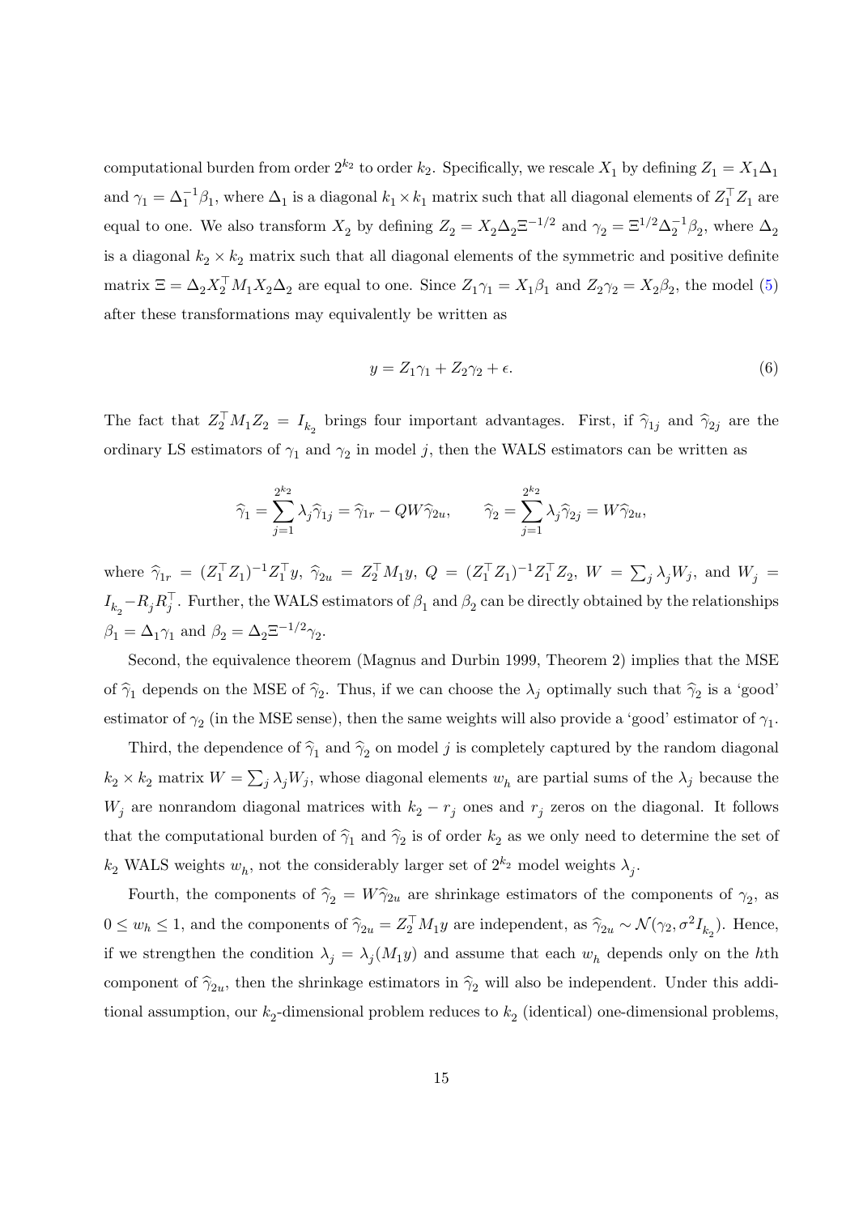computational burden from order $2^{k_2}$ to order $k_2$. Specifically, we rescale $X_1$ by defining $Z_1 = X_1\Delta_1$ and $\gamma_1 = \Delta_1^{-1}\beta_1$, where $\Delta_1$ is a diagonal $k_1 \times k_1$ matrix such that all diagonal elements of $Z_1^\top Z_1$ are equal to one. We also transform $X_2$ by defining $Z_2 = X_2\Delta_2\Xi^{-1/2}$ and $\gamma_2 = \Xi^{1/2}\Delta_2^{-1}\beta_2$, where $\Delta_2$ is a diagonal $k_2 \times k_2$ matrix such that all diagonal elements of the symmetric and positive definite matrix $\Xi = \Delta_2 X_2^\top M_1 X_2 \Delta_2$ are equal to one. Since $Z_1\gamma_1 = X_1\beta_1$ and $Z_2\gamma_2 = X_2\beta_2$, the model (5) after these transformations may equivalently be written as

$$y = Z_1\gamma_1 + Z_2\gamma_2 + \epsilon. \tag{6}$$

The fact that $Z_2^\top M_1 Z_2 = I_{k_2}$ brings four important advantages. First, if $\widehat{\gamma}_{1j}$ and $\widehat{\gamma}_{2j}$ are the ordinary LS estimators of $\gamma_1$ and $\gamma_2$ in model $j$, then the WALS estimators can be written as

$$\widehat{\gamma}_1 = \sum_{j=1}^{2^{k_2}} \lambda_j \widehat{\gamma}_{1j} = \widehat{\gamma}_{1r} - QW\widehat{\gamma}_{2u}, \qquad \widehat{\gamma}_2 = \sum_{j=1}^{2^{k_2}} \lambda_j \widehat{\gamma}_{2j} = W\widehat{\gamma}_{2u},$$

where $\widehat{\gamma}_{1r} = (Z_1^\top Z_1)^{-1} Z_1^\top y$, $\widehat{\gamma}_{2u} = Z_2^\top M_1 y$, $Q = (Z_1^\top Z_1)^{-1} Z_1^\top Z_2$, $W = \sum_j \lambda_j W_j$, and $W_j = I_{k_2} - R_j R_j^\top$. Further, the WALS estimators of $\beta_1$ and $\beta_2$ can be directly obtained by the relationships $\beta_1 = \Delta_1\gamma_1$ and $\beta_2 = \Delta_2\Xi^{-1/2}\gamma_2$.

Second, the equivalence theorem (Magnus and Durbin 1999, Theorem 2) implies that the MSE of $\widehat{\gamma}_1$ depends on the MSE of $\widehat{\gamma}_2$. Thus, if we can choose the $\lambda_j$ optimally such that $\widehat{\gamma}_2$ is a 'good' estimator of $\gamma_2$ (in the MSE sense), then the same weights will also provide a 'good' estimator of $\gamma_1$.

Third, the dependence of $\widehat{\gamma}_1$ and $\widehat{\gamma}_2$ on model $j$ is completely captured by the random diagonal $k_2 \times k_2$ matrix $W = \sum_j \lambda_j W_j$, whose diagonal elements $w_h$ are partial sums of the $\lambda_j$ because the $W_j$ are nonrandom diagonal matrices with $k_2 - r_j$ ones and $r_j$ zeros on the diagonal. It follows that the computational burden of $\widehat{\gamma}_1$ and $\widehat{\gamma}_2$ is of order $k_2$ as we only need to determine the set of $k_2$ WALS weights $w_h$, not the considerably larger set of $2^{k_2}$ model weights $\lambda_j$.

Fourth, the components of $\widehat{\gamma}_2 = W\widehat{\gamma}_{2u}$ are shrinkage estimators of the components of $\gamma_2$, as $0 \le w_h \le 1$, and the components of $\widehat{\gamma}_{2u} = Z_2^\top M_1 y$ are independent, as $\widehat{\gamma}_{2u} \sim \mathcal{N}(\gamma_2, \sigma^2 I_{k_2})$. Hence, if we strengthen the condition $\lambda_j = \lambda_j(M_1 y)$ and assume that each $w_h$ depends only on the $h$th component of $\widehat{\gamma}_{2u}$, then the shrinkage estimators in $\widehat{\gamma}_2$ will also be independent. Under this additional assumption, our $k_2$-dimensional problem reduces to $k_2$ (identical) one-dimensional problems,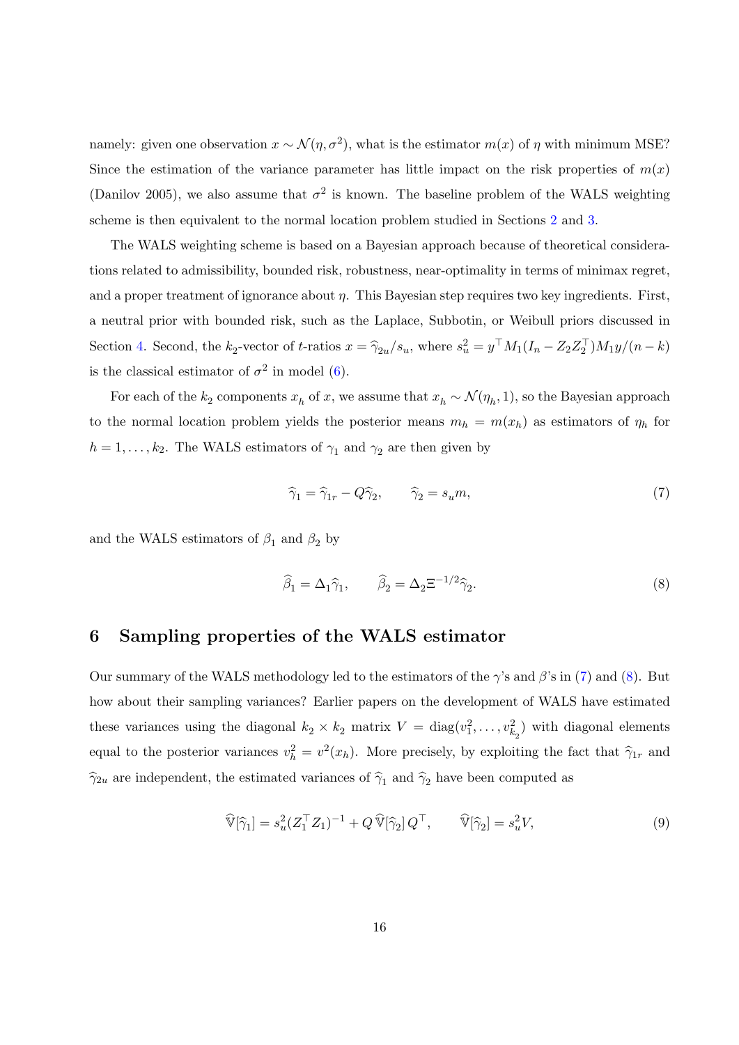namely: given one observation $x \sim \mathcal{N}(\eta, \sigma^2)$, what is the estimator $m(x)$ of $\eta$ with minimum MSE? Since the estimation of the variance parameter has little impact on the risk properties of $m(x)$ (Danilov 2005), we also assume that $\sigma^2$ is known. The baseline problem of the WALS weighting scheme is then equivalent to the normal location problem studied in Sections 2 and 3.

The WALS weighting scheme is based on a Bayesian approach because of theoretical considerations related to admissibility, bounded risk, robustness, near-optimality in terms of minimax regret, and a proper treatment of ignorance about $\eta$. This Bayesian step requires two key ingredients. First, a neutral prior with bounded risk, such as the Laplace, Subbotin, or Weibull priors discussed in Section 4. Second, the $k_2$-vector of $t$-ratios $x = \widehat{\gamma}_{2u}/s_u$, where $s_u^2 = y^\top M_1(I_n - Z_2 Z_2^\top)M_1 y/(n-k)$ is the classical estimator of $\sigma^2$ in model (6).

For each of the $k_2$ components $x_h$ of $x$, we assume that $x_h \sim \mathcal{N}(\eta_h, 1)$, so the Bayesian approach to the normal location problem yields the posterior means $m_h = m(x_h)$ as estimators of $\eta_h$ for $h = 1, \ldots, k_2$. The WALS estimators of $\gamma_1$ and $\gamma_2$ are then given by

$$\widehat{\gamma}_1 = \widehat{\gamma}_{1r} - Q\widehat{\gamma}_2, \qquad \widehat{\gamma}_2 = s_u m, \tag{7}$$

and the WALS estimators of $\beta_1$ and $\beta_2$ by

$$\widehat{\beta}_1 = \Delta_1 \widehat{\gamma}_1, \qquad \widehat{\beta}_2 = \Delta_2 \Xi^{-1/2} \widehat{\gamma}_2. \tag{8}$$

## 6 Sampling properties of the WALS estimator

Our summary of the WALS methodology led to the estimators of the $\gamma$'s and $\beta$'s in (7) and (8). But how about their sampling variances? Earlier papers on the development of WALS have estimated these variances using the diagonal $k_2 \times k_2$ matrix $V = \operatorname{diag}(v_1^2, \ldots, v_{k_2}^2)$ with diagonal elements equal to the posterior variances $v_h^2 = v^2(x_h)$. More precisely, by exploiting the fact that $\widehat{\gamma}_{1r}$ and $\widehat{\gamma}_{2u}$ are independent, the estimated variances of $\widehat{\gamma}_1$ and $\widehat{\gamma}_2$ have been computed as

$$\widehat{\mathbb{V}}[\widehat{\gamma}_1] = s_u^2 (Z_1^\top Z_1)^{-1} + Q\, \widehat{\mathbb{V}}[\widehat{\gamma}_2]\, Q^\top, \qquad \widehat{\mathbb{V}}[\widehat{\gamma}_2] = s_u^2 V, \tag{9}$$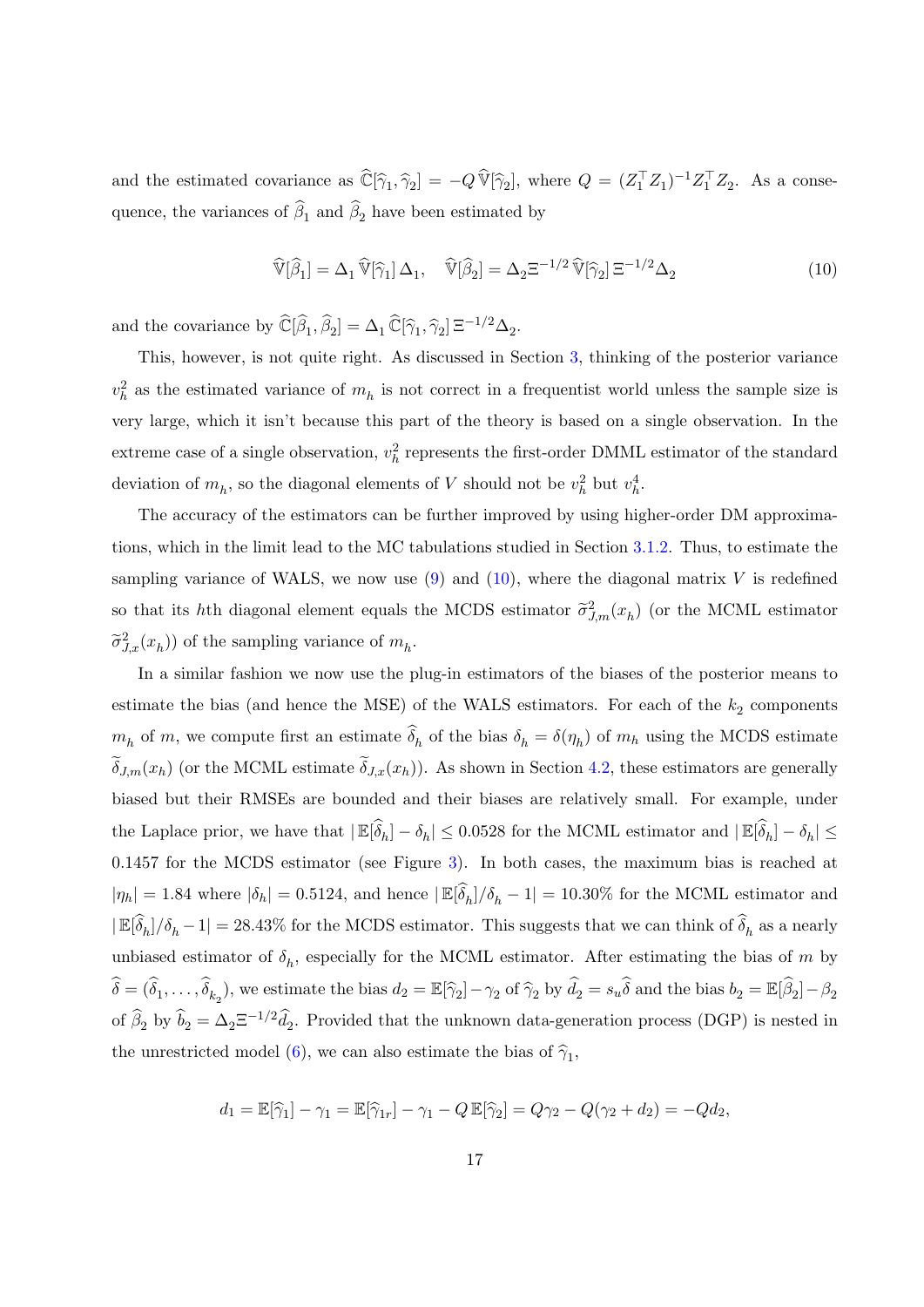and the estimated covariance as $\widehat{\mathbb{C}}[\widehat{\gamma}_1, \widehat{\gamma}_2] = -Q\,\widehat{\mathbb{V}}[\widehat{\gamma}_2]$, where $Q = (Z_1^\top Z_1)^{-1} Z_1^\top Z_2$. As a consequence, the variances of $\widehat{\beta}_1$ and $\widehat{\beta}_2$ have been estimated by

$$\widehat{\mathbb{V}}[\widehat{\beta}_1] = \Delta_1\,\widehat{\mathbb{V}}[\widehat{\gamma}_1]\,\Delta_1, \quad \widehat{\mathbb{V}}[\widehat{\beta}_2] = \Delta_2 \Xi^{-1/2}\,\widehat{\mathbb{V}}[\widehat{\gamma}_2]\,\Xi^{-1/2}\Delta_2 \tag{10}$$

and the covariance by $\widehat{\mathbb{C}}[\widehat{\beta}_1, \widehat{\beta}_2] = \Delta_1\,\widehat{\mathbb{C}}[\widehat{\gamma}_1, \widehat{\gamma}_2]\,\Xi^{-1/2}\Delta_2$.

This, however, is not quite right. As discussed in Section 3, thinking of the posterior variance $v_h^2$ as the estimated variance of $m_h$ is not correct in a frequentist world unless the sample size is very large, which it isn't because this part of the theory is based on a single observation. In the extreme case of a single observation, $v_h^2$ represents the first-order DMML estimator of the standard deviation of $m_h$, so the diagonal elements of $V$ should not be $v_h^2$ but $v_h^4$.

The accuracy of the estimators can be further improved by using higher-order DM approximations, which in the limit lead to the MC tabulations studied in Section 3.1.2. Thus, to estimate the sampling variance of WALS, we now use (9) and (10), where the diagonal matrix $V$ is redefined so that its $h$th diagonal element equals the MCDS estimator $\widetilde{\sigma}^2_{J,m}(x_h)$ (or the MCML estimator $\widetilde{\sigma}^2_{J,x}(x_h)$) of the sampling variance of $m_h$.

In a similar fashion we now use the plug-in estimators of the biases of the posterior means to estimate the bias (and hence the MSE) of the WALS estimators. For each of the $k_2$ components $m_h$ of $m$, we compute first an estimate $\widehat{\delta}_h$ of the bias $\delta_h = \delta(\eta_h)$ of $m_h$ using the MCDS estimate $\widetilde{\delta}_{J,m}(x_h)$ (or the MCML estimate $\widetilde{\delta}_{J,x}(x_h)$). As shown in Section 4.2, these estimators are generally biased but their RMSEs are bounded and their biases are relatively small. For example, under the Laplace prior, we have that $|\,\mathbb{E}[\widehat{\delta}_h] - \delta_h| \leq 0.0528$ for the MCML estimator and $|\,\mathbb{E}[\widehat{\delta}_h] - \delta_h| \leq 0.1457$ for the MCDS estimator (see Figure 3). In both cases, the maximum bias is reached at $|\eta_h| = 1.84$ where $|\delta_h| = 0.5124$, and hence $|\,\mathbb{E}[\widehat{\delta}_h]/\delta_h - 1| = 10.30\%$ for the MCML estimator and $|\,\mathbb{E}[\widehat{\delta}_h]/\delta_h - 1| = 28.43\%$ for the MCDS estimator. This suggests that we can think of $\widehat{\delta}_h$ as a nearly unbiased estimator of $\delta_h$, especially for the MCML estimator. After estimating the bias of $m$ by $\widehat{\delta} = (\widehat{\delta}_1, \ldots, \widehat{\delta}_{k_2})$, we estimate the bias $d_2 = \mathbb{E}[\widehat{\gamma}_2] - \gamma_2$ of $\widehat{\gamma}_2$ by $\widehat{d}_2 = s_u \widehat{\delta}$ and the bias $b_2 = \mathbb{E}[\widehat{\beta}_2] - \beta_2$ of $\widehat{\beta}_2$ by $\widehat{b}_2 = \Delta_2 \Xi^{-1/2} \widehat{d}_2$. Provided that the unknown data-generation process (DGP) is nested in the unrestricted model (6), we can also estimate the bias of $\widehat{\gamma}_1$,

$$d_1 = \mathbb{E}[\widehat{\gamma}_1] - \gamma_1 = \mathbb{E}[\widehat{\gamma}_{1r}] - \gamma_1 - Q\,\mathbb{E}[\widehat{\gamma}_2] = Q\gamma_2 - Q(\gamma_2 + d_2) = -Qd_2,$$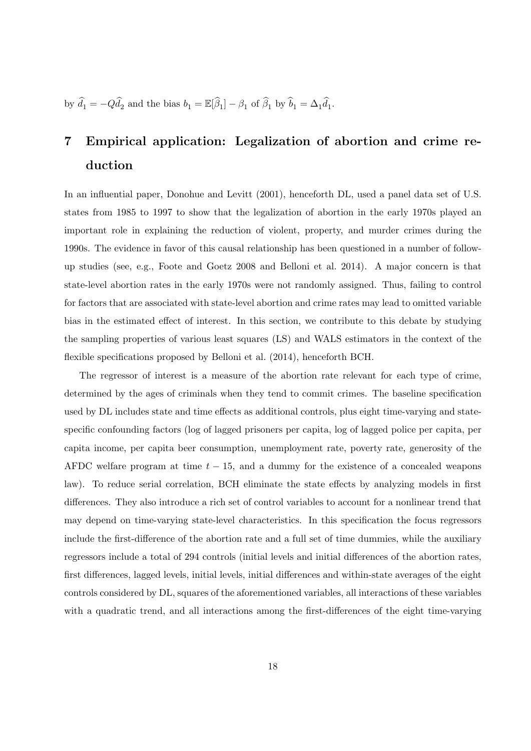by $\widehat{d}_1 = -Q\widehat{d}_2$ and the bias $b_1 = \mathbb{E}[\widehat{\beta}_1] - \beta_1$ of $\widehat{\beta}_1$ by $\widehat{b}_1 = \Delta_1 \widehat{d}_1$.

# 7 Empirical application: Legalization of abortion and crime reduction

In an influential paper, Donohue and Levitt (2001), henceforth DL, used a panel data set of U.S. states from 1985 to 1997 to show that the legalization of abortion in the early 1970s played an important role in explaining the reduction of violent, property, and murder crimes during the 1990s. The evidence in favor of this causal relationship has been questioned in a number of follow-up studies (see, e.g., Foote and Goetz 2008 and Belloni et al. 2014). A major concern is that state-level abortion rates in the early 1970s were not randomly assigned. Thus, failing to control for factors that are associated with state-level abortion and crime rates may lead to omitted variable bias in the estimated effect of interest. In this section, we contribute to this debate by studying the sampling properties of various least squares (LS) and WALS estimators in the context of the flexible specifications proposed by Belloni et al. (2014), henceforth BCH.

The regressor of interest is a measure of the abortion rate relevant for each type of crime, determined by the ages of criminals when they tend to commit crimes. The baseline specification used by DL includes state and time effects as additional controls, plus eight time-varying and state-specific confounding factors (log of lagged prisoners per capita, log of lagged police per capita, per capita income, per capita beer consumption, unemployment rate, poverty rate, generosity of the AFDC welfare program at time $t - 15$, and a dummy for the existence of a concealed weapons law). To reduce serial correlation, BCH eliminate the state effects by analyzing models in first differences. They also introduce a rich set of control variables to account for a nonlinear trend that may depend on time-varying state-level characteristics. In this specification the focus regressors include the first-difference of the abortion rate and a full set of time dummies, while the auxiliary regressors include a total of 294 controls (initial levels and initial differences of the abortion rates, first differences, lagged levels, initial levels, initial differences and within-state averages of the eight controls considered by DL, squares of the aforementioned variables, all interactions of these variables with a quadratic trend, and all interactions among the first-differences of the eight time-varying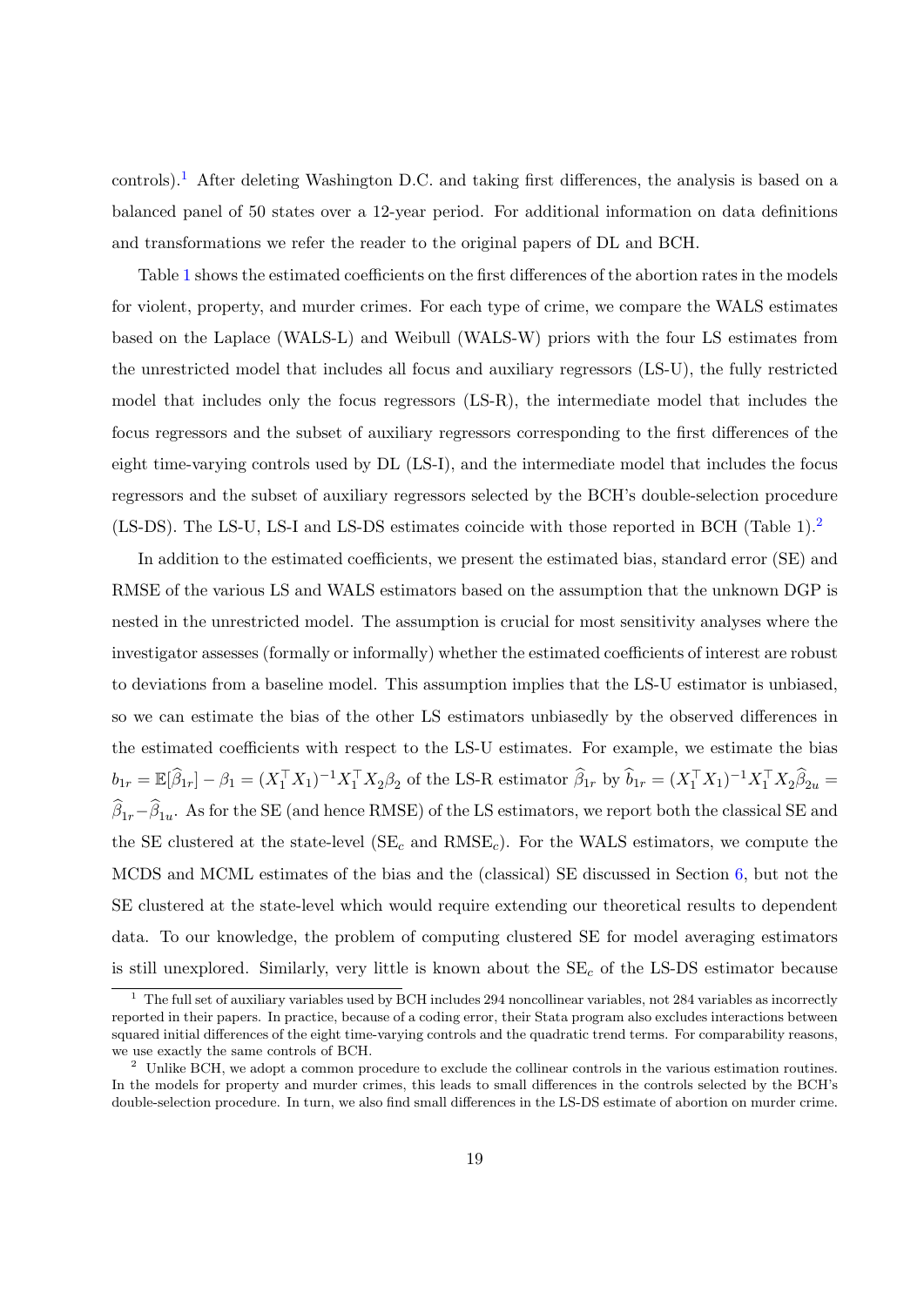controls).[1] After deleting Washington D.C. and taking first differences, the analysis is based on a balanced panel of 50 states over a 12-year period. For additional information on data definitions and transformations we refer the reader to the original papers of DL and BCH.

Table 1 shows the estimated coefficients on the first differences of the abortion rates in the models for violent, property, and murder crimes. For each type of crime, we compare the WALS estimates based on the Laplace (WALS-L) and Weibull (WALS-W) priors with the four LS estimates from the unrestricted model that includes all focus and auxiliary regressors (LS-U), the fully restricted model that includes only the focus regressors (LS-R), the intermediate model that includes the focus regressors and the subset of auxiliary regressors corresponding to the first differences of the eight time-varying controls used by DL (LS-I), and the intermediate model that includes the focus regressors and the subset of auxiliary regressors selected by the BCH's double-selection procedure (LS-DS). The LS-U, LS-I and LS-DS estimates coincide with those reported in BCH (Table 1).[2]

In addition to the estimated coefficients, we present the estimated bias, standard error (SE) and RMSE of the various LS and WALS estimators based on the assumption that the unknown DGP is nested in the unrestricted model. The assumption is crucial for most sensitivity analyses where the investigator assesses (formally or informally) whether the estimated coefficients of interest are robust to deviations from a baseline model. This assumption implies that the LS-U estimator is unbiased, so we can estimate the bias of the other LS estimators unbiasedly by the observed differences in the estimated coefficients with respect to the LS-U estimates. For example, we estimate the bias $b_{1r} = \mathbb{E}[\widehat{\beta}_{1r}] - \beta_1 = (X_1^\top X_1)^{-1} X_1^\top X_2 \beta_2$ of the LS-R estimator $\widehat{\beta}_{1r}$ by $\widehat{b}_{1r} = (X_1^\top X_1)^{-1} X_1^\top X_2 \widehat{\beta}_{2u} = \widehat{\beta}_{1r} - \widehat{\beta}_{1u}$. As for the SE (and hence RMSE) of the LS estimators, we report both the classical SE and the SE clustered at the state-level ($\mathrm{SE}_c$ and $\mathrm{RMSE}_c$). For the WALS estimators, we compute the MCDS and MCML estimates of the bias and the (classical) SE discussed in Section 6, but not the SE clustered at the state-level which would require extending our theoretical results to dependent data. To our knowledge, the problem of computing clustered SE for model averaging estimators is still unexplored. Similarly, very little is known about the $\mathrm{SE}_c$ of the LS-DS estimator because

[1] The full set of auxiliary variables used by BCH includes 294 noncollinear variables, not 284 variables as incorrectly reported in their papers. In practice, because of a coding error, their Stata program also excludes interactions between squared initial differences of the eight time-varying controls and the quadratic trend terms. For comparability reasons, we use exactly the same controls of BCH.

[2] Unlike BCH, we adopt a common procedure to exclude the collinear controls in the various estimation routines. In the models for property and murder crimes, this leads to small differences in the controls selected by the BCH's double-selection procedure. In turn, we also find small differences in the LS-DS estimate of abortion on murder crime.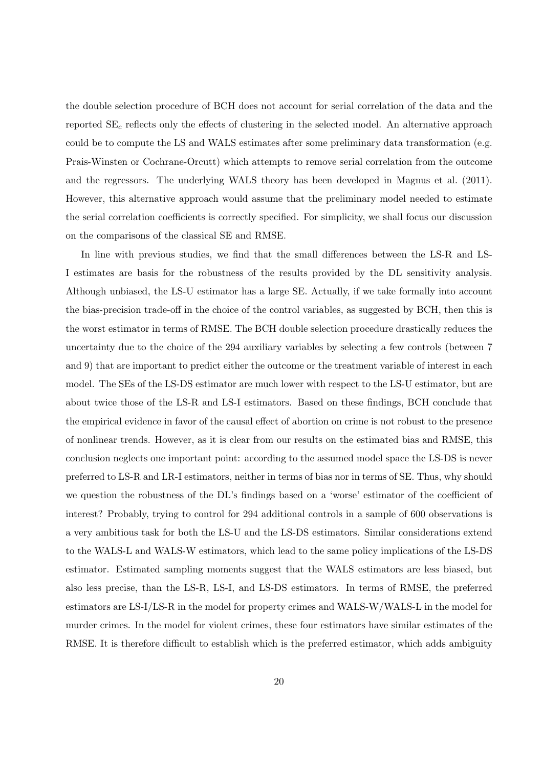the double selection procedure of BCH does not account for serial correlation of the data and the reported $\text{SE}_c$ reflects only the effects of clustering in the selected model. An alternative approach could be to compute the LS and WALS estimates after some preliminary data transformation (e.g. Prais-Winsten or Cochrane-Orcutt) which attempts to remove serial correlation from the outcome and the regressors. The underlying WALS theory has been developed in Magnus et al. (2011). However, this alternative approach would assume that the preliminary model needed to estimate the serial correlation coefficients is correctly specified. For simplicity, we shall focus our discussion on the comparisons of the classical SE and RMSE.

In line with previous studies, we find that the small differences between the LS-R and LS-I estimates are basis for the robustness of the results provided by the DL sensitivity analysis. Although unbiased, the LS-U estimator has a large SE. Actually, if we take formally into account the bias-precision trade-off in the choice of the control variables, as suggested by BCH, then this is the worst estimator in terms of RMSE. The BCH double selection procedure drastically reduces the uncertainty due to the choice of the 294 auxiliary variables by selecting a few controls (between 7 and 9) that are important to predict either the outcome or the treatment variable of interest in each model. The SEs of the LS-DS estimator are much lower with respect to the LS-U estimator, but are about twice those of the LS-R and LS-I estimators. Based on these findings, BCH conclude that the empirical evidence in favor of the causal effect of abortion on crime is not robust to the presence of nonlinear trends. However, as it is clear from our results on the estimated bias and RMSE, this conclusion neglects one important point: according to the assumed model space the LS-DS is never preferred to LS-R and LR-I estimators, neither in terms of bias nor in terms of SE. Thus, why should we question the robustness of the DL's findings based on a 'worse' estimator of the coefficient of interest? Probably, trying to control for 294 additional controls in a sample of 600 observations is a very ambitious task for both the LS-U and the LS-DS estimators. Similar considerations extend to the WALS-L and WALS-W estimators, which lead to the same policy implications of the LS-DS estimator. Estimated sampling moments suggest that the WALS estimators are less biased, but also less precise, than the LS-R, LS-I, and LS-DS estimators. In terms of RMSE, the preferred estimators are LS-I/LS-R in the model for property crimes and WALS-W/WALS-L in the model for murder crimes. In the model for violent crimes, these four estimators have similar estimates of the RMSE. It is therefore difficult to establish which is the preferred estimator, which adds ambiguity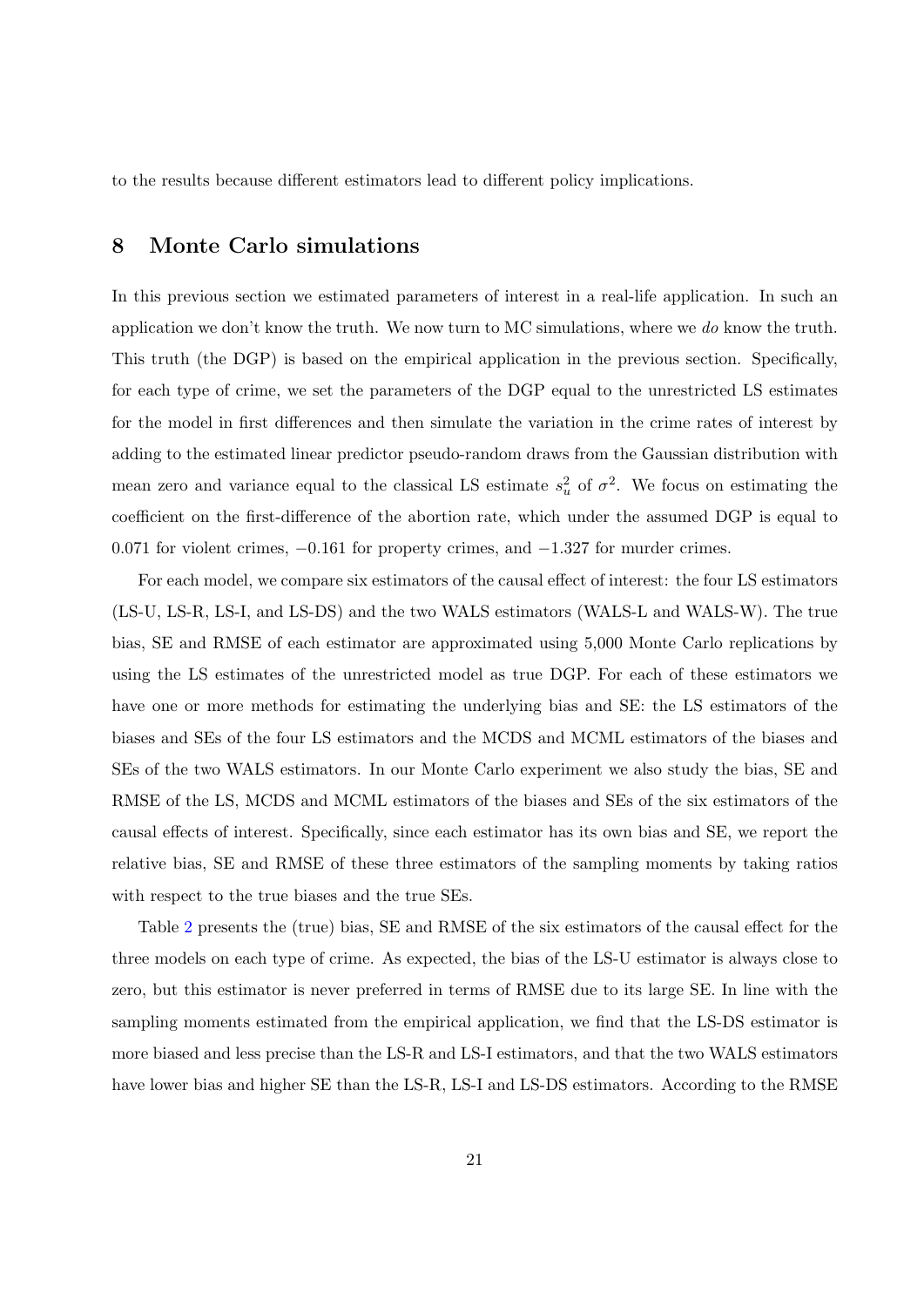to the results because different estimators lead to different policy implications.

## 8 Monte Carlo simulations

In this previous section we estimated parameters of interest in a real-life application. In such an application we don't know the truth. We now turn to MC simulations, where we *do* know the truth. This truth (the DGP) is based on the empirical application in the previous section. Specifically, for each type of crime, we set the parameters of the DGP equal to the unrestricted LS estimates for the model in first differences and then simulate the variation in the crime rates of interest by adding to the estimated linear predictor pseudo-random draws from the Gaussian distribution with mean zero and variance equal to the classical LS estimate $s_u^2$ of $\sigma^2$. We focus on estimating the coefficient on the first-difference of the abortion rate, which under the assumed DGP is equal to 0.071 for violent crimes, $-0.161$ for property crimes, and $-1.327$ for murder crimes.

For each model, we compare six estimators of the causal effect of interest: the four LS estimators (LS-U, LS-R, LS-I, and LS-DS) and the two WALS estimators (WALS-L and WALS-W). The true bias, SE and RMSE of each estimator are approximated using 5,000 Monte Carlo replications by using the LS estimates of the unrestricted model as true DGP. For each of these estimators we have one or more methods for estimating the underlying bias and SE: the LS estimators of the biases and SEs of the four LS estimators and the MCDS and MCML estimators of the biases and SEs of the two WALS estimators. In our Monte Carlo experiment we also study the bias, SE and RMSE of the LS, MCDS and MCML estimators of the biases and SEs of the six estimators of the causal effects of interest. Specifically, since each estimator has its own bias and SE, we report the relative bias, SE and RMSE of these three estimators of the sampling moments by taking ratios with respect to the true biases and the true SEs.

Table 2 presents the (true) bias, SE and RMSE of the six estimators of the causal effect for the three models on each type of crime. As expected, the bias of the LS-U estimator is always close to zero, but this estimator is never preferred in terms of RMSE due to its large SE. In line with the sampling moments estimated from the empirical application, we find that the LS-DS estimator is more biased and less precise than the LS-R and LS-I estimators, and that the two WALS estimators have lower bias and higher SE than the LS-R, LS-I and LS-DS estimators. According to the RMSE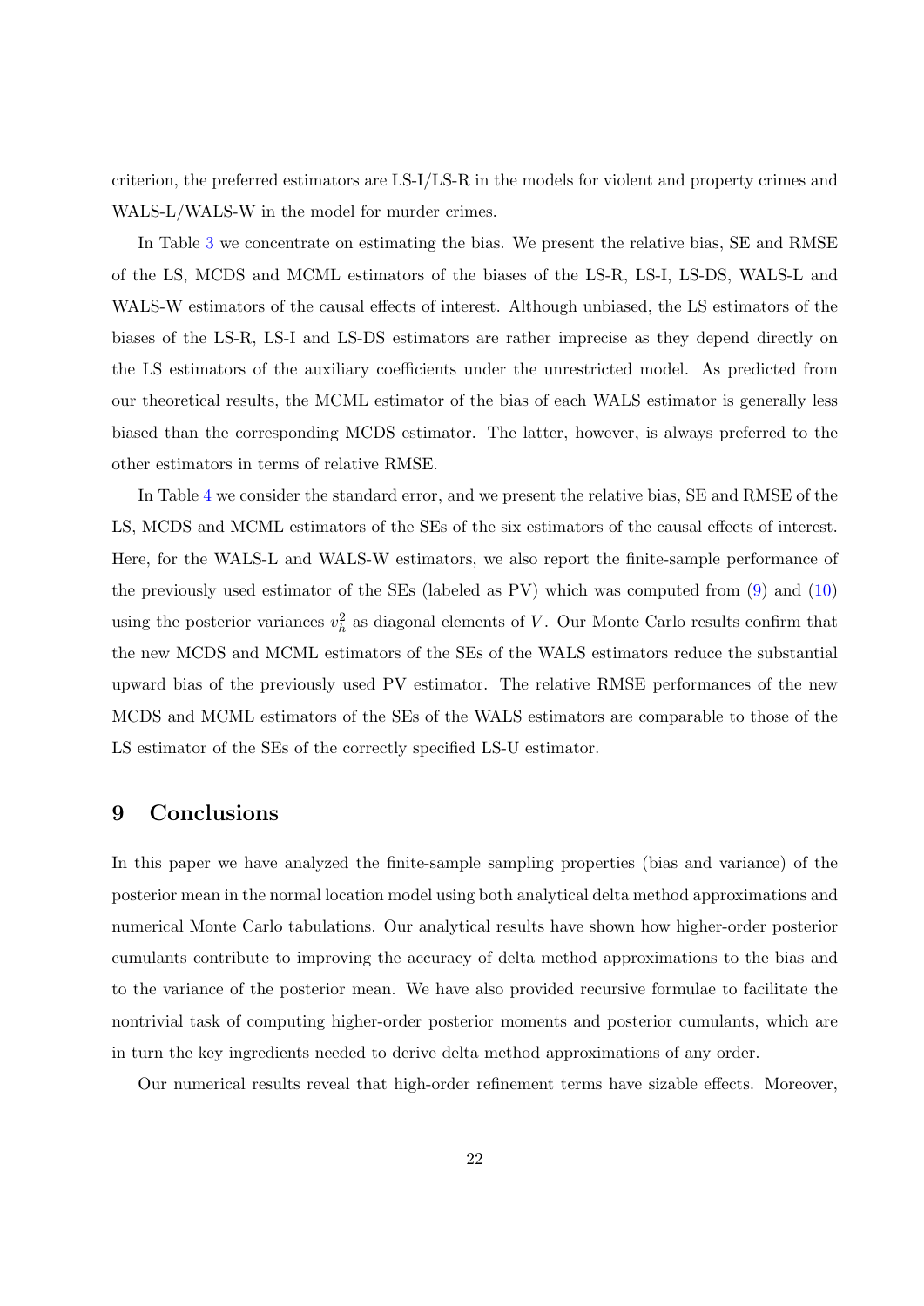criterion, the preferred estimators are LS-I/LS-R in the models for violent and property crimes and WALS-L/WALS-W in the model for murder crimes.

In Table 3 we concentrate on estimating the bias. We present the relative bias, SE and RMSE of the LS, MCDS and MCML estimators of the biases of the LS-R, LS-I, LS-DS, WALS-L and WALS-W estimators of the causal effects of interest. Although unbiased, the LS estimators of the biases of the LS-R, LS-I and LS-DS estimators are rather imprecise as they depend directly on the LS estimators of the auxiliary coefficients under the unrestricted model. As predicted from our theoretical results, the MCML estimator of the bias of each WALS estimator is generally less biased than the corresponding MCDS estimator. The latter, however, is always preferred to the other estimators in terms of relative RMSE.

In Table 4 we consider the standard error, and we present the relative bias, SE and RMSE of the LS, MCDS and MCML estimators of the SEs of the six estimators of the causal effects of interest. Here, for the WALS-L and WALS-W estimators, we also report the finite-sample performance of the previously used estimator of the SEs (labeled as PV) which was computed from (9) and (10) using the posterior variances $v_h^2$ as diagonal elements of $V$. Our Monte Carlo results confirm that the new MCDS and MCML estimators of the SEs of the WALS estimators reduce the substantial upward bias of the previously used PV estimator. The relative RMSE performances of the new MCDS and MCML estimators of the SEs of the WALS estimators are comparable to those of the LS estimator of the SEs of the correctly specified LS-U estimator.

## 9 Conclusions

In this paper we have analyzed the finite-sample sampling properties (bias and variance) of the posterior mean in the normal location model using both analytical delta method approximations and numerical Monte Carlo tabulations. Our analytical results have shown how higher-order posterior cumulants contribute to improving the accuracy of delta method approximations to the bias and to the variance of the posterior mean. We have also provided recursive formulae to facilitate the nontrivial task of computing higher-order posterior moments and posterior cumulants, which are in turn the key ingredients needed to derive delta method approximations of any order.

Our numerical results reveal that high-order refinement terms have sizable effects. Moreover,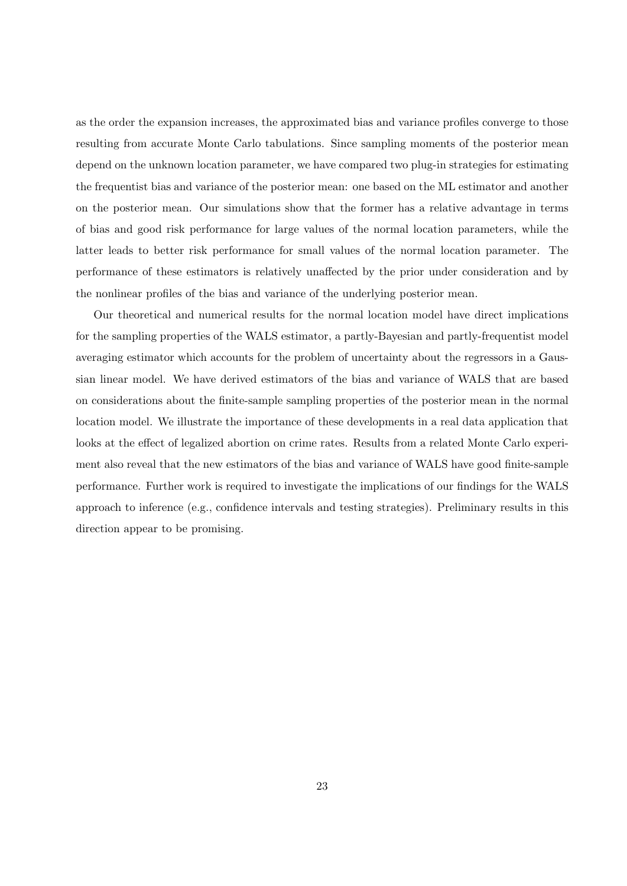as the order the expansion increases, the approximated bias and variance profiles converge to those resulting from accurate Monte Carlo tabulations. Since sampling moments of the posterior mean depend on the unknown location parameter, we have compared two plug-in strategies for estimating the frequentist bias and variance of the posterior mean: one based on the ML estimator and another on the posterior mean. Our simulations show that the former has a relative advantage in terms of bias and good risk performance for large values of the normal location parameters, while the latter leads to better risk performance for small values of the normal location parameter. The performance of these estimators is relatively unaffected by the prior under consideration and by the nonlinear profiles of the bias and variance of the underlying posterior mean.

Our theoretical and numerical results for the normal location model have direct implications for the sampling properties of the WALS estimator, a partly-Bayesian and partly-frequentist model averaging estimator which accounts for the problem of uncertainty about the regressors in a Gaussian linear model. We have derived estimators of the bias and variance of WALS that are based on considerations about the finite-sample sampling properties of the posterior mean in the normal location model. We illustrate the importance of these developments in a real data application that looks at the effect of legalized abortion on crime rates. Results from a related Monte Carlo experiment also reveal that the new estimators of the bias and variance of WALS have good finite-sample performance. Further work is required to investigate the implications of our findings for the WALS approach to inference (e.g., confidence intervals and testing strategies). Preliminary results in this direction appear to be promising.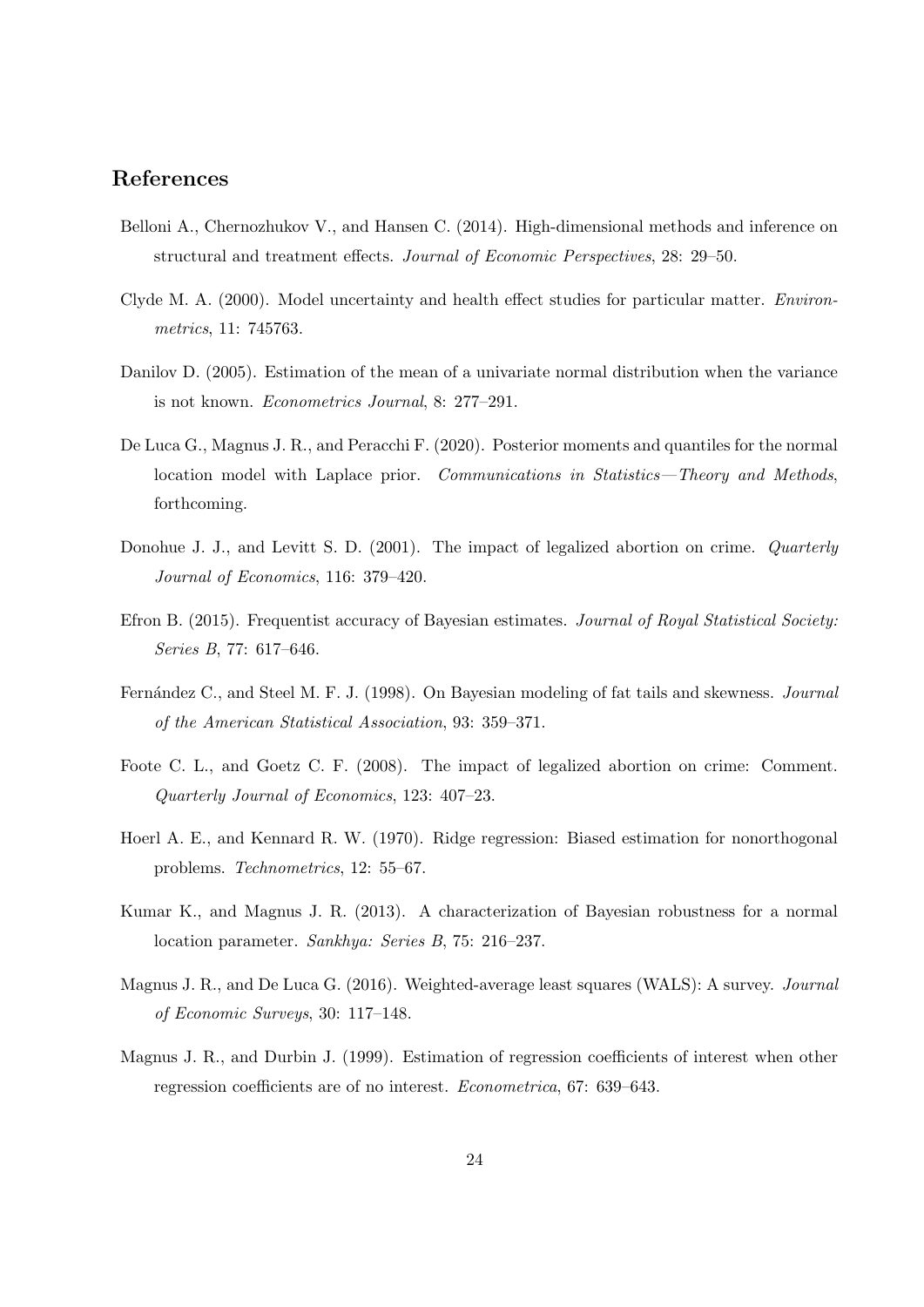## References

Belloni A., Chernozhukov V., and Hansen C. (2014). High-dimensional methods and inference on structural and treatment effects. *Journal of Economic Perspectives*, 28: 29–50.

Clyde M. A. (2000). Model uncertainty and health effect studies for particular matter. *Environmetrics*, 11: 745763.

Danilov D. (2005). Estimation of the mean of a univariate normal distribution when the variance is not known. *Econometrics Journal*, 8: 277–291.

De Luca G., Magnus J. R., and Peracchi F. (2020). Posterior moments and quantiles for the normal location model with Laplace prior. *Communications in Statistics—Theory and Methods*, forthcoming.

Donohue J. J., and Levitt S. D. (2001). The impact of legalized abortion on crime. *Quarterly Journal of Economics*, 116: 379–420.

Efron B. (2015). Frequentist accuracy of Bayesian estimates. *Journal of Royal Statistical Society: Series B*, 77: 617–646.

Fernández C., and Steel M. F. J. (1998). On Bayesian modeling of fat tails and skewness. *Journal of the American Statistical Association*, 93: 359–371.

Foote C. L., and Goetz C. F. (2008). The impact of legalized abortion on crime: Comment. *Quarterly Journal of Economics*, 123: 407–23.

Hoerl A. E., and Kennard R. W. (1970). Ridge regression: Biased estimation for nonorthogonal problems. *Technometrics*, 12: 55–67.

Kumar K., and Magnus J. R. (2013). A characterization of Bayesian robustness for a normal location parameter. *Sankhya: Series B*, 75: 216–237.

Magnus J. R., and De Luca G. (2016). Weighted-average least squares (WALS): A survey. *Journal of Economic Surveys*, 30: 117–148.

Magnus J. R., and Durbin J. (1999). Estimation of regression coefficients of interest when other regression coefficients are of no interest. *Econometrica*, 67: 639–643.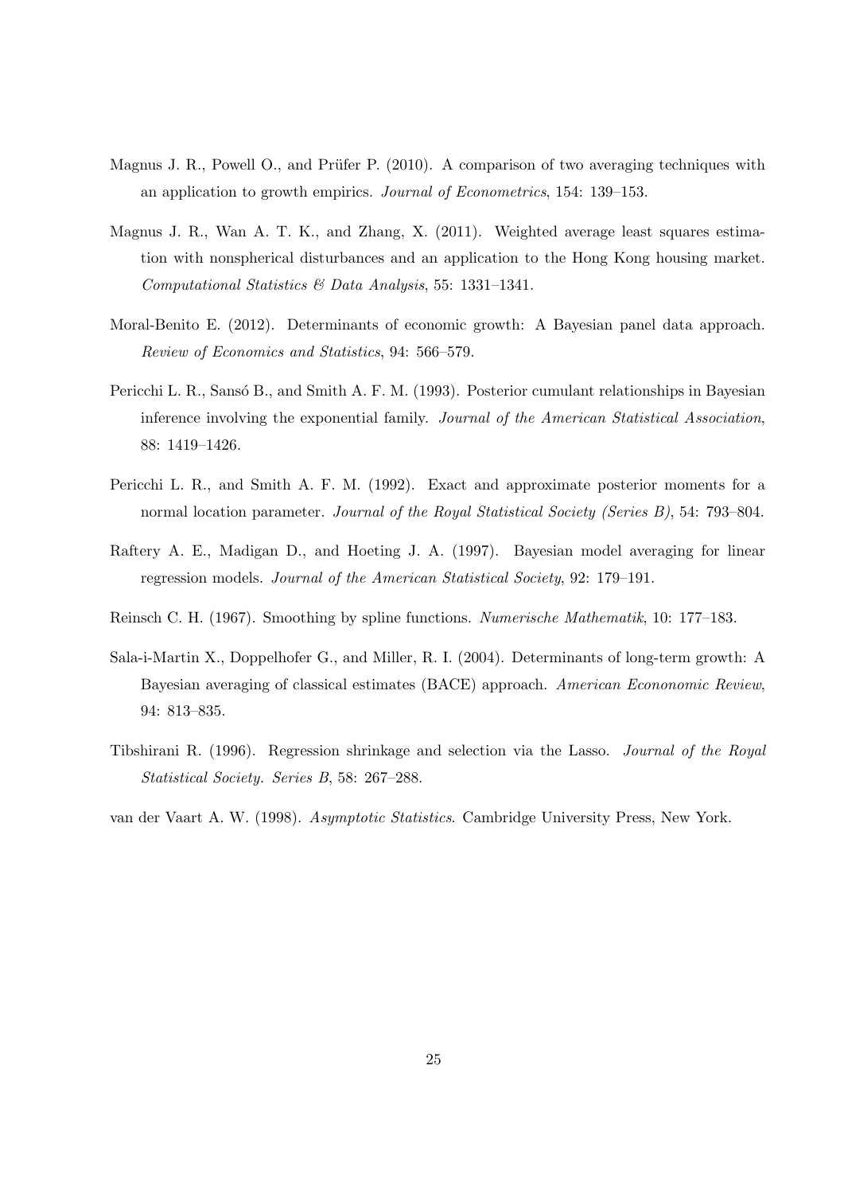Magnus J. R., Powell O., and Prüfer P. (2010). A comparison of two averaging techniques with an application to growth empirics. *Journal of Econometrics*, 154: 139–153.

Magnus J. R., Wan A. T. K., and Zhang, X. (2011). Weighted average least squares estimation with nonspherical disturbances and an application to the Hong Kong housing market. *Computational Statistics & Data Analysis*, 55: 1331–1341.

Moral-Benito E. (2012). Determinants of economic growth: A Bayesian panel data approach. *Review of Economics and Statistics*, 94: 566–579.

Pericchi L. R., Sansó B., and Smith A. F. M. (1993). Posterior cumulant relationships in Bayesian inference involving the exponential family. *Journal of the American Statistical Association*, 88: 1419–1426.

Pericchi L. R., and Smith A. F. M. (1992). Exact and approximate posterior moments for a normal location parameter. *Journal of the Royal Statistical Society (Series B)*, 54: 793–804.

Raftery A. E., Madigan D., and Hoeting J. A. (1997). Bayesian model averaging for linear regression models. *Journal of the American Statistical Society*, 92: 179–191.

Reinsch C. H. (1967). Smoothing by spline functions. *Numerische Mathematik*, 10: 177–183.

Sala-i-Martin X., Doppelhofer G., and Miller, R. I. (2004). Determinants of long-term growth: A Bayesian averaging of classical estimates (BACE) approach. *American Econonomic Review*, 94: 813–835.

Tibshirani R. (1996). Regression shrinkage and selection via the Lasso. *Journal of the Royal Statistical Society. Series B*, 58: 267–288.

van der Vaart A. W. (1998). *Asymptotic Statistics*. Cambridge University Press, New York.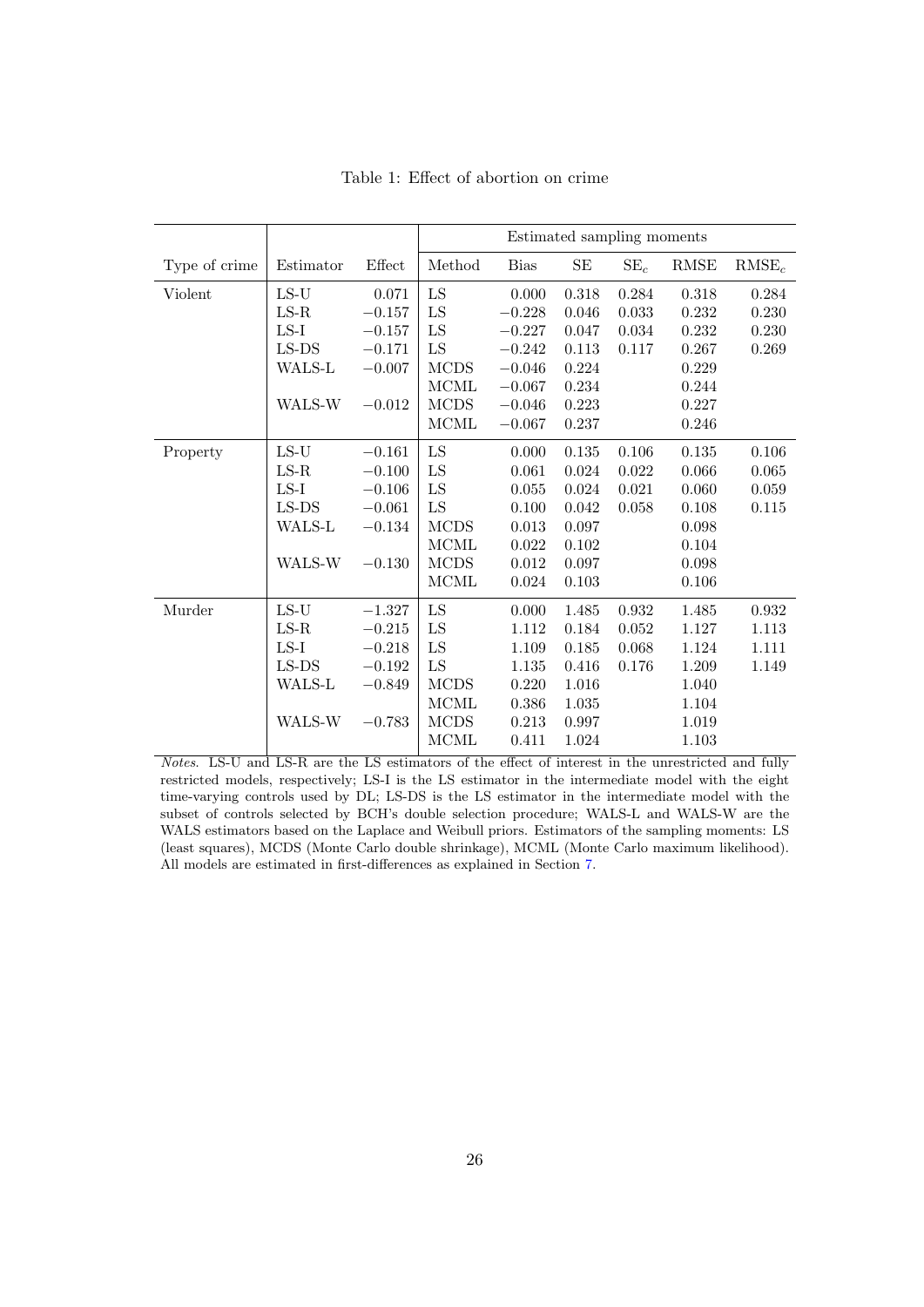Table 1: Effect of abortion on crime

| | | | Estimated sampling moments | | | | | |
|---|---|---|---|---|---|---|---|---|
| Type of crime | Estimator | Effect | Method | Bias | SE | $SE_c$ | RMSE | $RMSE_c$ |
| Violent | LS-U | 0.071 | LS | 0.000 | 0.318 | 0.284 | 0.318 | 0.284 |
| | LS-R | −0.157 | LS | −0.228 | 0.046 | 0.033 | 0.232 | 0.230 |
| | LS-I | −0.157 | LS | −0.227 | 0.047 | 0.034 | 0.232 | 0.230 |
| | LS-DS | −0.171 | LS | −0.242 | 0.113 | 0.117 | 0.267 | 0.269 |
| | WALS-L | −0.007 | MCDS | −0.046 | 0.224 | | 0.229 | |
| | | | MCML | −0.067 | 0.234 | | 0.244 | |
| | WALS-W | −0.012 | MCDS | −0.046 | 0.223 | | 0.227 | |
| | | | MCML | −0.067 | 0.237 | | 0.246 | |
| Property | LS-U | −0.161 | LS | 0.000 | 0.135 | 0.106 | 0.135 | 0.106 |
| | LS-R | −0.100 | LS | 0.061 | 0.024 | 0.022 | 0.066 | 0.065 |
| | LS-I | −0.106 | LS | 0.055 | 0.024 | 0.021 | 0.060 | 0.059 |
| | LS-DS | −0.061 | LS | 0.100 | 0.042 | 0.058 | 0.108 | 0.115 |
| | WALS-L | −0.134 | MCDS | 0.013 | 0.097 | | 0.098 | |
| | | | MCML | 0.022 | 0.102 | | 0.104 | |
| | WALS-W | −0.130 | MCDS | 0.012 | 0.097 | | 0.098 | |
| | | | MCML | 0.024 | 0.103 | | 0.106 | |
| Murder | LS-U | −1.327 | LS | 0.000 | 1.485 | 0.932 | 1.485 | 0.932 |
| | LS-R | −0.215 | LS | 1.112 | 0.184 | 0.052 | 1.127 | 1.113 |
| | LS-I | −0.218 | LS | 1.109 | 0.185 | 0.068 | 1.124 | 1.111 |
| | LS-DS | −0.192 | LS | 1.135 | 0.416 | 0.176 | 1.209 | 1.149 |
| | WALS-L | −0.849 | MCDS | 0.220 | 1.016 | | 1.040 | |
| | | | MCML | 0.386 | 1.035 | | 1.104 | |
| | WALS-W | −0.783 | MCDS | 0.213 | 0.997 | | 1.019 | |
| | | | MCML | 0.411 | 1.024 | | 1.103 | |

*Notes.* LS-U and LS-R are the LS estimators of the effect of interest in the unrestricted and fully restricted models, respectively; LS-I is the LS estimator in the intermediate model with the eight time-varying controls used by DL; LS-DS is the LS estimator in the intermediate model with the subset of controls selected by BCH's double selection procedure; WALS-L and WALS-W are the WALS estimators based on the Laplace and Weibull priors. Estimators of the sampling moments: LS (least squares), MCDS (Monte Carlo double shrinkage), MCML (Monte Carlo maximum likelihood). All models are estimated in first-differences as explained in Section 7.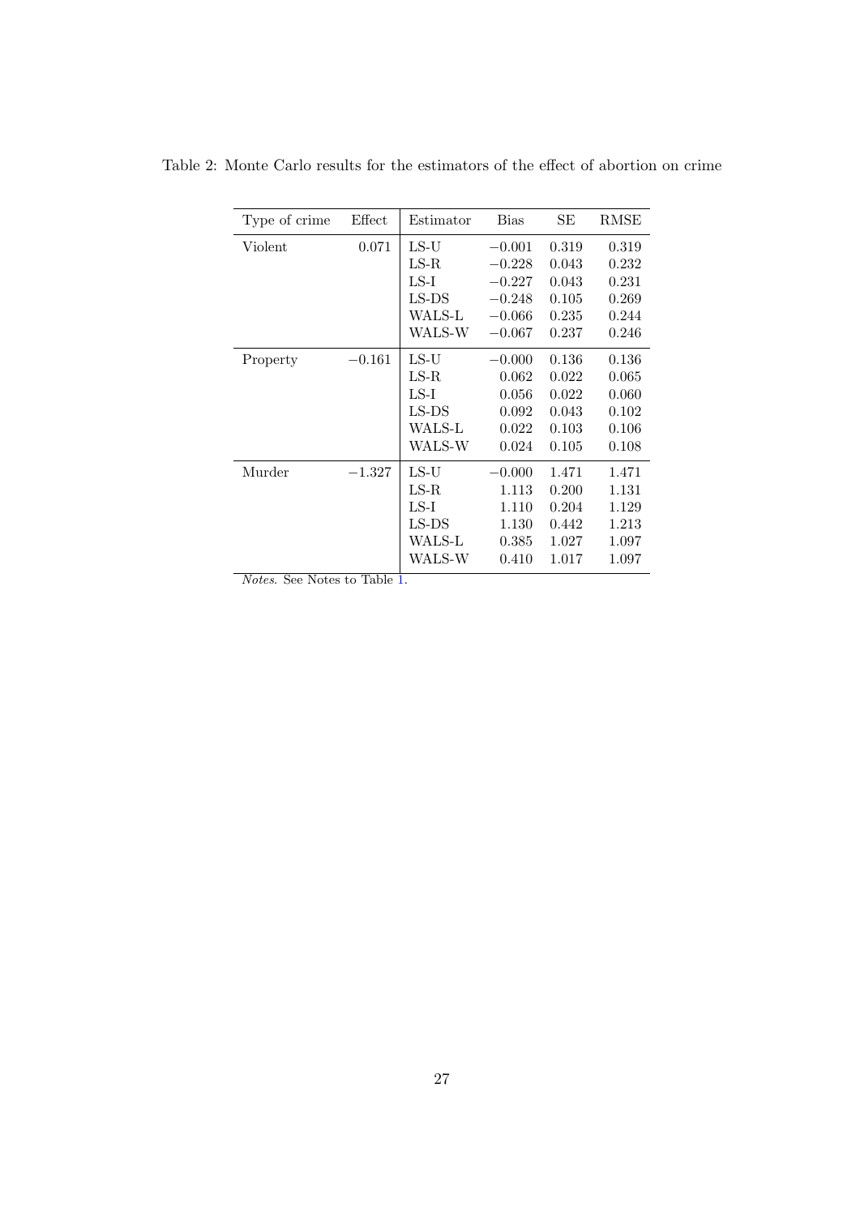Table 2: Monte Carlo results for the estimators of the effect of abortion on crime

| Type of crime | Effect | Estimator | Bias | SE | RMSE |
|---|---|---|---|---|---|
| Violent | 0.071 | LS-U | −0.001 | 0.319 | 0.319 |
| | | LS-R | −0.228 | 0.043 | 0.232 |
| | | LS-I | −0.227 | 0.043 | 0.231 |
| | | LS-DS | −0.248 | 0.105 | 0.269 |
| | | WALS-L | −0.066 | 0.235 | 0.244 |
| | | WALS-W | −0.067 | 0.237 | 0.246 |
| Property | −0.161 | LS-U | −0.000 | 0.136 | 0.136 |
| | | LS-R | 0.062 | 0.022 | 0.065 |
| | | LS-I | 0.056 | 0.022 | 0.060 |
| | | LS-DS | 0.092 | 0.043 | 0.102 |
| | | WALS-L | 0.022 | 0.103 | 0.106 |
| | | WALS-W | 0.024 | 0.105 | 0.108 |
| Murder | −1.327 | LS-U | −0.000 | 1.471 | 1.471 |
| | | LS-R | 1.113 | 0.200 | 1.131 |
| | | LS-I | 1.110 | 0.204 | 1.129 |
| | | LS-DS | 1.130 | 0.442 | 1.213 |
| | | WALS-L | 0.385 | 1.027 | 1.097 |
| | | WALS-W | 0.410 | 1.017 | 1.097 |

*Notes*. See Notes to Table 1.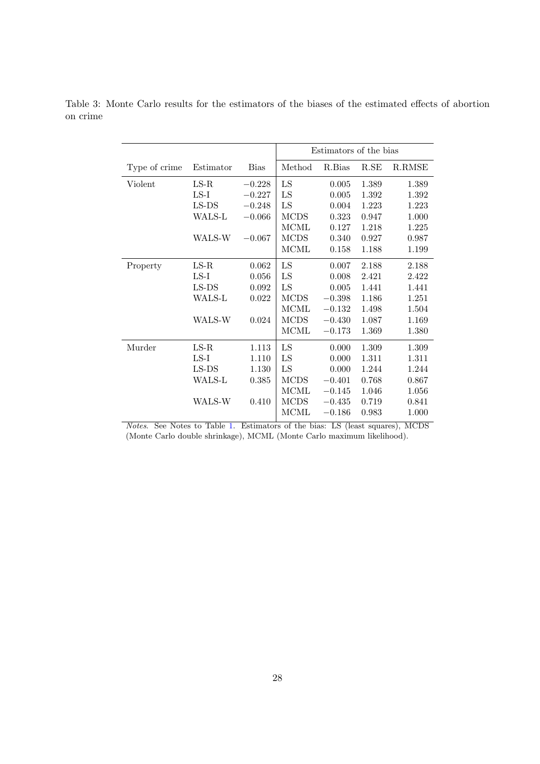Table 3: Monte Carlo results for the estimators of the biases of the estimated effects of abortion on crime

| | | | Estimators of the bias | | | |
|---|---|---|---|---|---|---|
| Type of crime | Estimator | Bias | Method | R.Bias | R.SE | R.RMSE |
| Violent | LS-R | −0.228 | LS | 0.005 | 1.389 | 1.389 |
| | LS-I | −0.227 | LS | 0.005 | 1.392 | 1.392 |
| | LS-DS | −0.248 | LS | 0.004 | 1.223 | 1.223 |
| | WALS-L | −0.066 | MCDS | 0.323 | 0.947 | 1.000 |
| | | | MCML | 0.127 | 1.218 | 1.225 |
| | WALS-W | −0.067 | MCDS | 0.340 | 0.927 | 0.987 |
| | | | MCML | 0.158 | 1.188 | 1.199 |
| Property | LS-R | 0.062 | LS | 0.007 | 2.188 | 2.188 |
| | LS-I | 0.056 | LS | 0.008 | 2.421 | 2.422 |
| | LS-DS | 0.092 | LS | 0.005 | 1.441 | 1.441 |
| | WALS-L | 0.022 | MCDS | −0.398 | 1.186 | 1.251 |
| | | | MCML | −0.132 | 1.498 | 1.504 |
| | WALS-W | 0.024 | MCDS | −0.430 | 1.087 | 1.169 |
| | | | MCML | −0.173 | 1.369 | 1.380 |
| Murder | LS-R | 1.113 | LS | 0.000 | 1.309 | 1.309 |
| | LS-I | 1.110 | LS | 0.000 | 1.311 | 1.311 |
| | LS-DS | 1.130 | LS | 0.000 | 1.244 | 1.244 |
| | WALS-L | 0.385 | MCDS | −0.401 | 0.768 | 0.867 |
| | | | MCML | −0.145 | 1.046 | 1.056 |
| | WALS-W | 0.410 | MCDS | −0.435 | 0.719 | 0.841 |
| | | | MCML | −0.186 | 0.983 | 1.000 |

*Notes*. See Notes to Table 1. Estimators of the bias: LS (least squares), MCDS (Monte Carlo double shrinkage), MCML (Monte Carlo maximum likelihood).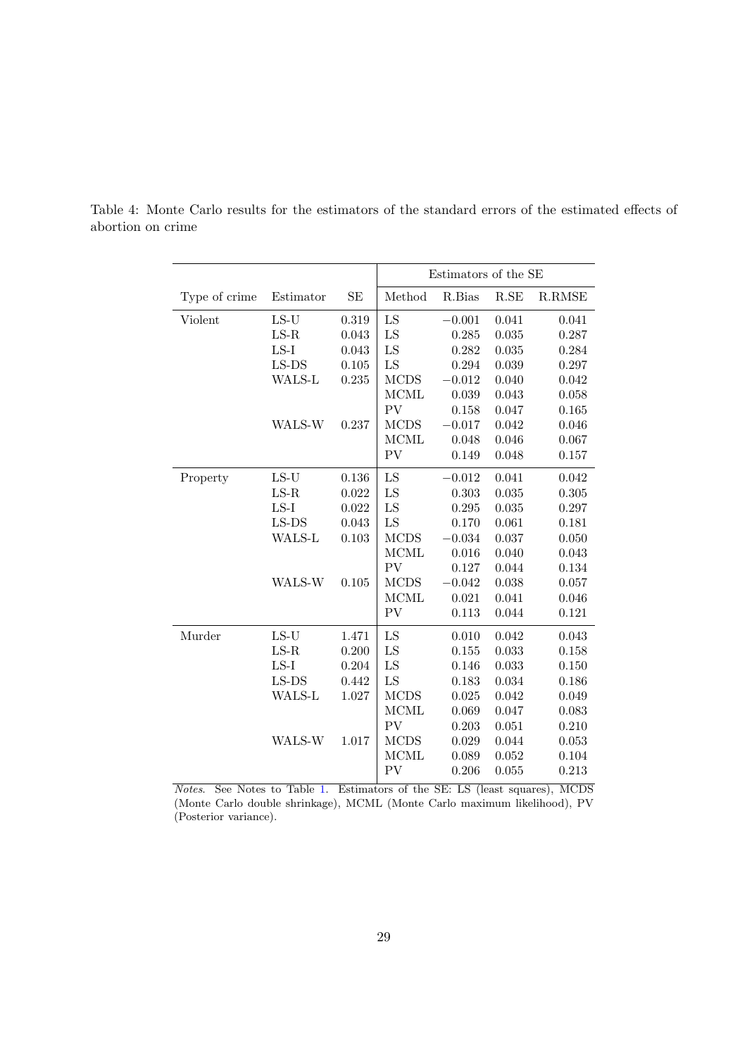Table 4: Monte Carlo results for the estimators of the standard errors of the estimated effects of abortion on crime

| | | | Estimators of the SE | | | |
|---|---|---|---|---|---|---|
| Type of crime | Estimator | SE | Method | R.Bias | R.SE | R.RMSE |
| Violent | LS-U | 0.319 | LS | −0.001 | 0.041 | 0.041 |
| | LS-R | 0.043 | LS | 0.285 | 0.035 | 0.287 |
| | LS-I | 0.043 | LS | 0.282 | 0.035 | 0.284 |
| | LS-DS | 0.105 | LS | 0.294 | 0.039 | 0.297 |
| | WALS-L | 0.235 | MCDS | −0.012 | 0.040 | 0.042 |
| | | | MCML | 0.039 | 0.043 | 0.058 |
| | | | PV | 0.158 | 0.047 | 0.165 |
| | WALS-W | 0.237 | MCDS | −0.017 | 0.042 | 0.046 |
| | | | MCML | 0.048 | 0.046 | 0.067 |
| | | | PV | 0.149 | 0.048 | 0.157 |
| Property | LS-U | 0.136 | LS | −0.012 | 0.041 | 0.042 |
| | LS-R | 0.022 | LS | 0.303 | 0.035 | 0.305 |
| | LS-I | 0.022 | LS | 0.295 | 0.035 | 0.297 |
| | LS-DS | 0.043 | LS | 0.170 | 0.061 | 0.181 |
| | WALS-L | 0.103 | MCDS | −0.034 | 0.037 | 0.050 |
| | | | MCML | 0.016 | 0.040 | 0.043 |
| | | | PV | 0.127 | 0.044 | 0.134 |
| | WALS-W | 0.105 | MCDS | −0.042 | 0.038 | 0.057 |
| | | | MCML | 0.021 | 0.041 | 0.046 |
| | | | PV | 0.113 | 0.044 | 0.121 |
| Murder | LS-U | 1.471 | LS | 0.010 | 0.042 | 0.043 |
| | LS-R | 0.200 | LS | 0.155 | 0.033 | 0.158 |
| | LS-I | 0.204 | LS | 0.146 | 0.033 | 0.150 |
| | LS-DS | 0.442 | LS | 0.183 | 0.034 | 0.186 |
| | WALS-L | 1.027 | MCDS | 0.025 | 0.042 | 0.049 |
| | | | MCML | 0.069 | 0.047 | 0.083 |
| | | | PV | 0.203 | 0.051 | 0.210 |
| | WALS-W | 1.017 | MCDS | 0.029 | 0.044 | 0.053 |
| | | | MCML | 0.089 | 0.052 | 0.104 |
| | | | PV | 0.206 | 0.055 | 0.213 |

*Notes.* See Notes to Table 1. Estimators of the SE: LS (least squares), MCDS (Monte Carlo double shrinkage), MCML (Monte Carlo maximum likelihood), PV (Posterior variance).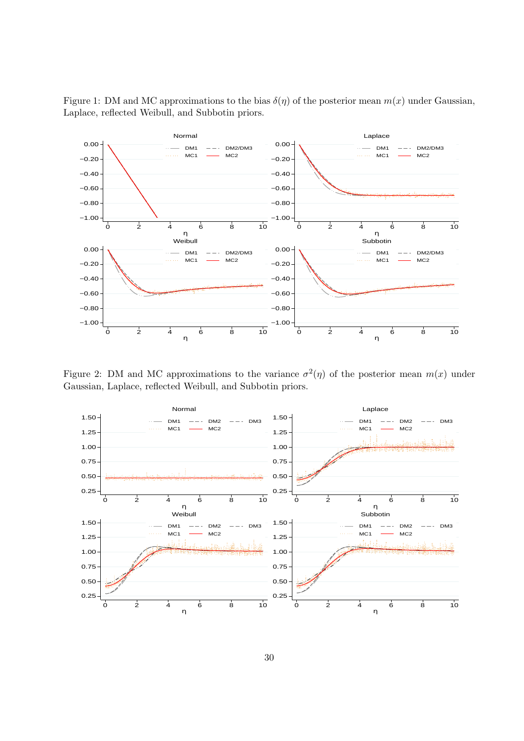Figure 1: DM and MC approximations to the bias $\delta(\eta)$ of the posterior mean $m(x)$ under Gaussian, Laplace, reflected Weibull, and Subbotin priors.

Figure 2: DM and MC approximations to the variance $\sigma^2(\eta)$ of the posterior mean $m(x)$ under Gaussian, Laplace, reflected Weibull, and Subbotin priors.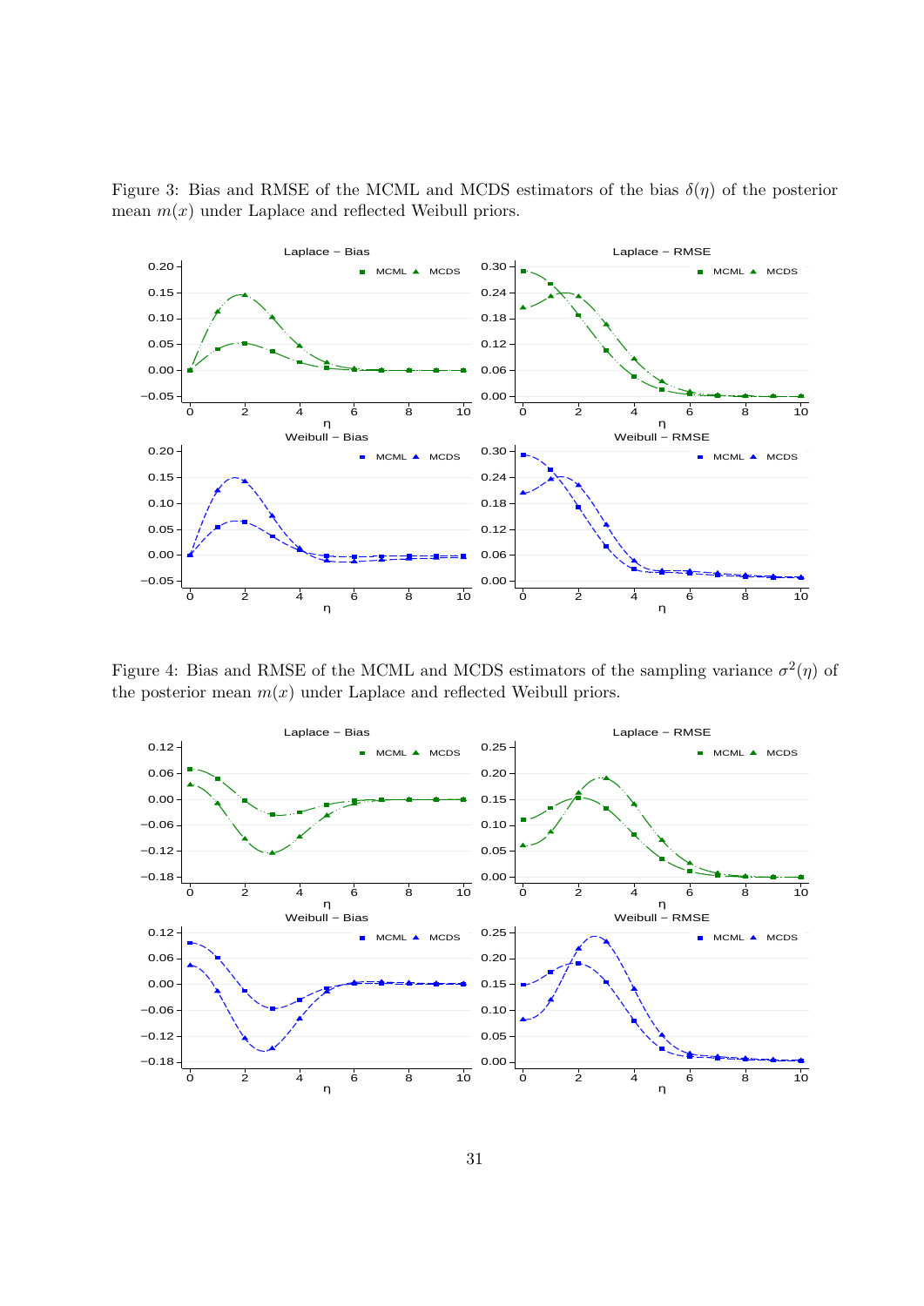Figure 3: Bias and RMSE of the MCML and MCDS estimators of the bias $\delta(\eta)$ of the posterior mean $m(x)$ under Laplace and reflected Weibull priors.

Figure 4: Bias and RMSE of the MCML and MCDS estimators of the sampling variance $\sigma^2(\eta)$ of the posterior mean $m(x)$ under Laplace and reflected Weibull priors.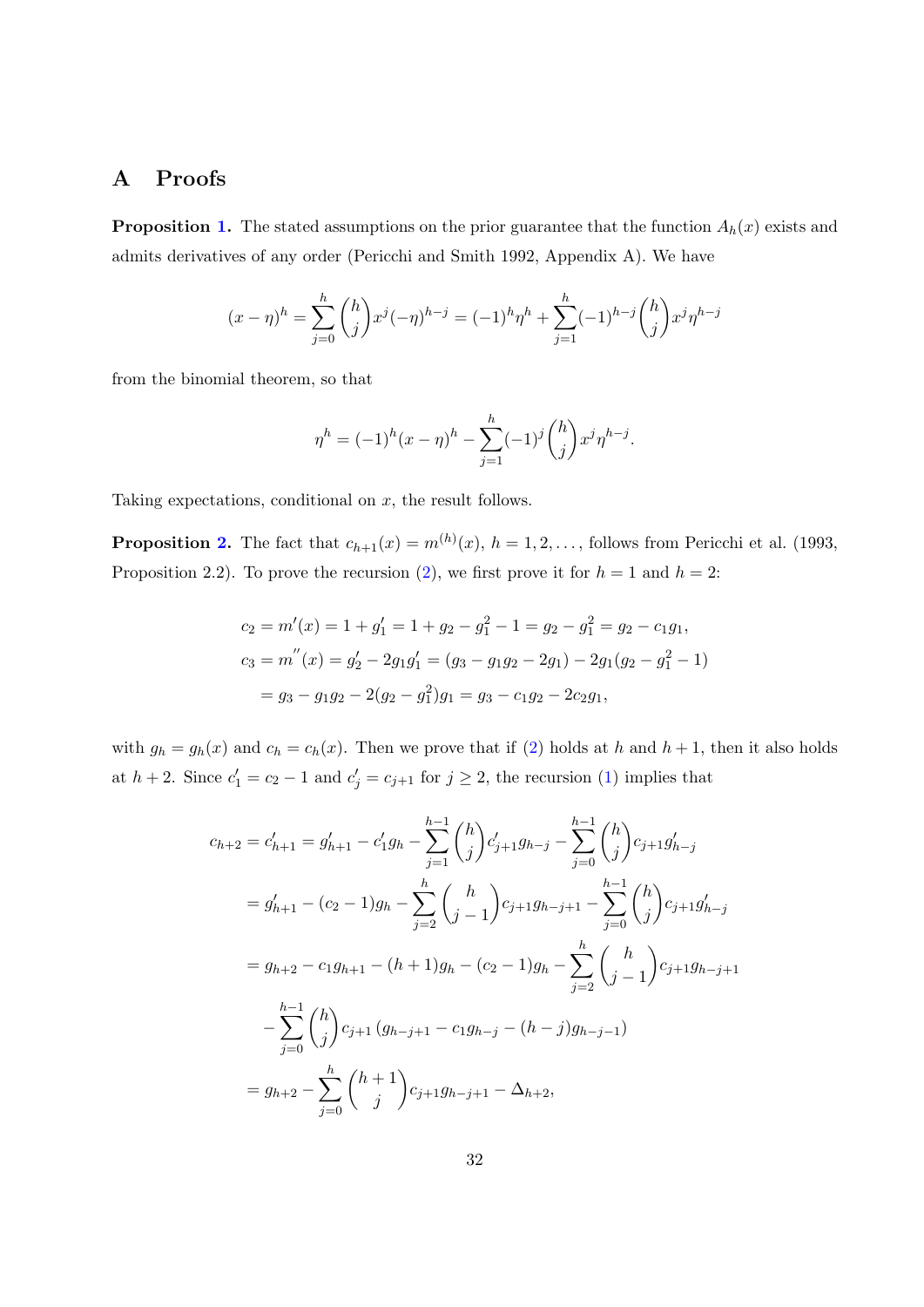## A Proofs

**Proposition 1.** The stated assumptions on the prior guarantee that the function $A_h(x)$ exists and admits derivatives of any order (Pericchi and Smith 1992, Appendix A). We have

$$(x-\eta)^h = \sum_{j=0}^{h} \binom{h}{j} x^j (-\eta)^{h-j} = (-1)^h \eta^h + \sum_{j=1}^{h} (-1)^{h-j} \binom{h}{j} x^j \eta^{h-j}$$

from the binomial theorem, so that

$$\eta^h = (-1)^h (x-\eta)^h - \sum_{j=1}^{h} (-1)^j \binom{h}{j} x^j \eta^{h-j}.$$

Taking expectations, conditional on $x$, the result follows.

**Proposition 2.** The fact that $c_{h+1}(x) = m^{(h)}(x)$, $h = 1, 2, \ldots$, follows from Pericchi et al. (1993, Proposition 2.2). To prove the recursion (2), we first prove it for $h = 1$ and $h = 2$:

$$\begin{aligned}
c_2 &= m'(x) = 1 + g_1' = 1 + g_2 - g_1^2 - 1 = g_2 - g_1^2 = g_2 - c_1 g_1, \\
c_3 &= m''(x) = g_2' - 2 g_1 g_1' = (g_3 - g_1 g_2 - 2 g_1) - 2 g_1 (g_2 - g_1^2 - 1) \\
&= g_3 - g_1 g_2 - 2(g_2 - g_1^2) g_1 = g_3 - c_1 g_2 - 2 c_2 g_1,
\end{aligned}$$

with $g_h = g_h(x)$ and $c_h = c_h(x)$. Then we prove that if (2) holds at $h$ and $h+1$, then it also holds at $h+2$. Since $c_1' = c_2 - 1$ and $c_j' = c_{j+1}$ for $j \geq 2$, the recursion (1) implies that

$$\begin{aligned}
c_{h+2} = c_{h+1}' &= g_{h+1}' - c_1' g_h - \sum_{j=1}^{h-1} \binom{h}{j} c_{j+1}' g_{h-j} - \sum_{j=0}^{h-1} \binom{h}{j} c_{j+1} g_{h-j}' \\
&= g_{h+1}' - (c_2 - 1) g_h - \sum_{j=2}^{h} \binom{h}{j-1} c_{j+1} g_{h-j+1} - \sum_{j=0}^{h-1} \binom{h}{j} c_{j+1} g_{h-j}' \\
&= g_{h+2} - c_1 g_{h+1} - (h+1) g_h - (c_2 - 1) g_h - \sum_{j=2}^{h} \binom{h}{j-1} c_{j+1} g_{h-j+1} \\
&\quad - \sum_{j=0}^{h-1} \binom{h}{j} c_{j+1} \left( g_{h-j+1} - c_1 g_{h-j} - (h-j) g_{h-j-1} \right) \\
&= g_{h+2} - \sum_{j=0}^{h} \binom{h+1}{j} c_{j+1} g_{h-j+1} - \Delta_{h+2},
\end{aligned}$$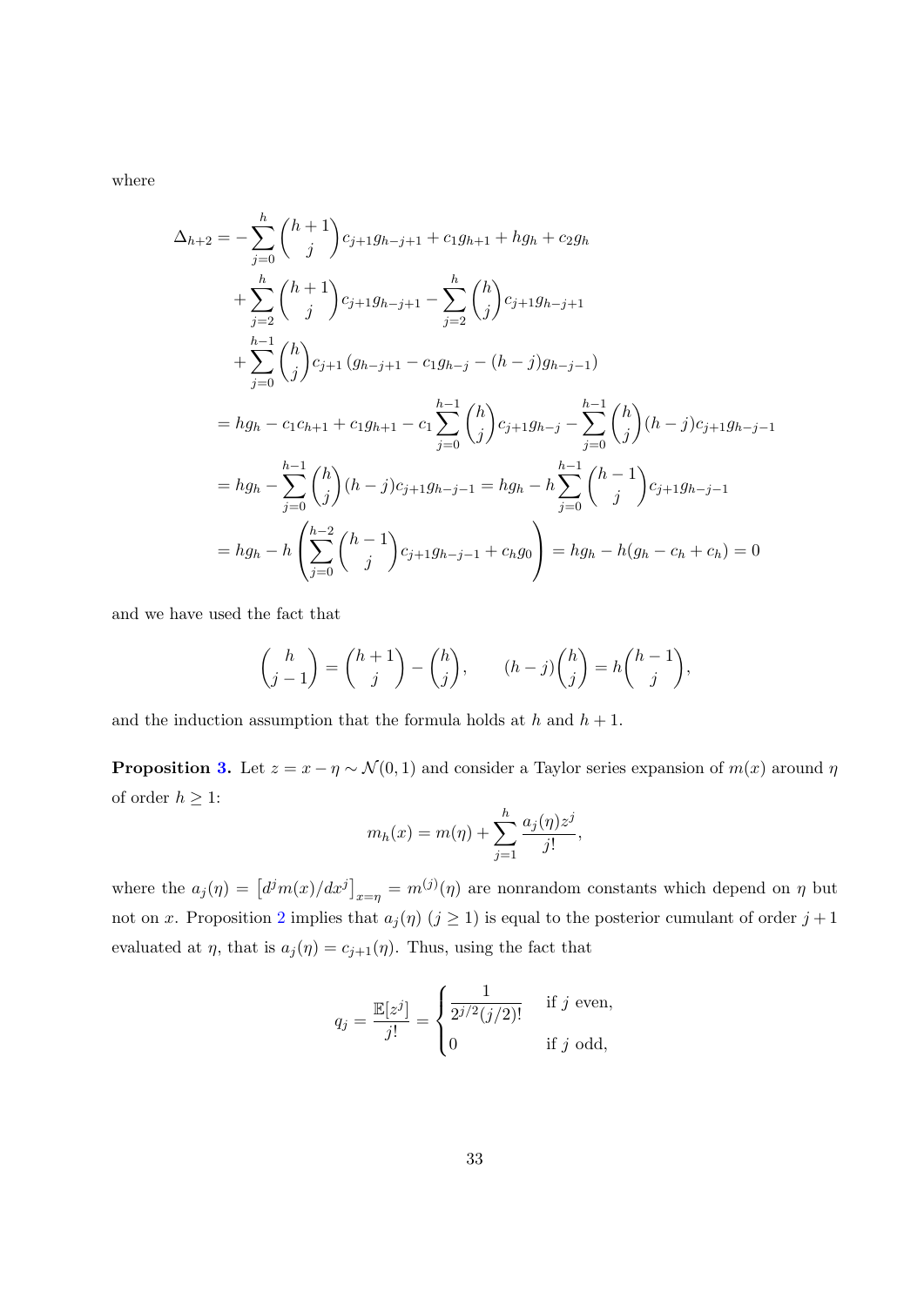where

$$
\begin{aligned}
\Delta_{h+2} &= -\sum_{j=0}^{h} \binom{h+1}{j} c_{j+1} g_{h-j+1} + c_1 g_{h+1} + h g_h + c_2 g_h \\
&\quad + \sum_{j=2}^{h} \binom{h+1}{j} c_{j+1} g_{h-j+1} - \sum_{j=2}^{h} \binom{h}{j} c_{j+1} g_{h-j+1} \\
&\quad + \sum_{j=0}^{h-1} \binom{h}{j} c_{j+1} \left( g_{h-j+1} - c_1 g_{h-j} - (h-j) g_{h-j-1} \right) \\
&= h g_h - c_1 c_{h+1} + c_1 g_{h+1} - c_1 \sum_{j=0}^{h-1} \binom{h}{j} c_{j+1} g_{h-j} - \sum_{j=0}^{h-1} \binom{h}{j} (h-j) c_{j+1} g_{h-j-1} \\
&= h g_h - \sum_{j=0}^{h-1} \binom{h}{j} (h-j) c_{j+1} g_{h-j-1} = h g_h - h \sum_{j=0}^{h-1} \binom{h-1}{j} c_{j+1} g_{h-j-1} \\
&= h g_h - h \left( \sum_{j=0}^{h-2} \binom{h-1}{j} c_{j+1} g_{h-j-1} + c_h g_0 \right) = h g_h - h (g_h - c_h + c_h) = 0
\end{aligned}
$$

and we have used the fact that

$$
\binom{h}{j-1} = \binom{h+1}{j} - \binom{h}{j}, \qquad (h-j)\binom{h}{j} = h\binom{h-1}{j},
$$

and the induction assumption that the formula holds at $h$ and $h+1$.

**Proposition 3.** Let $z = x - \eta \sim \mathcal{N}(0,1)$ and consider a Taylor series expansion of $m(x)$ around $\eta$ of order $h \geq 1$:

$$
m_h(x) = m(\eta) + \sum_{j=1}^{h} \frac{a_j(\eta) z^j}{j!},
$$

where the $a_j(\eta) = \left[ d^j m(x)/dx^j \right]_{x=\eta} = m^{(j)}(\eta)$ are nonrandom constants which depend on $\eta$ but not on $x$. Proposition 2 implies that $a_j(\eta)$ $(j \geq 1)$ is equal to the posterior cumulant of order $j+1$ evaluated at $\eta$, that is $a_j(\eta) = c_{j+1}(\eta)$. Thus, using the fact that

$$
q_j = \frac{\mathbb{E}[z^j]}{j!} = \begin{cases} \dfrac{1}{2^{j/2}(j/2)!} & \text{if } j \text{ even,} \\ 0 & \text{if } j \text{ odd,} \end{cases}
$$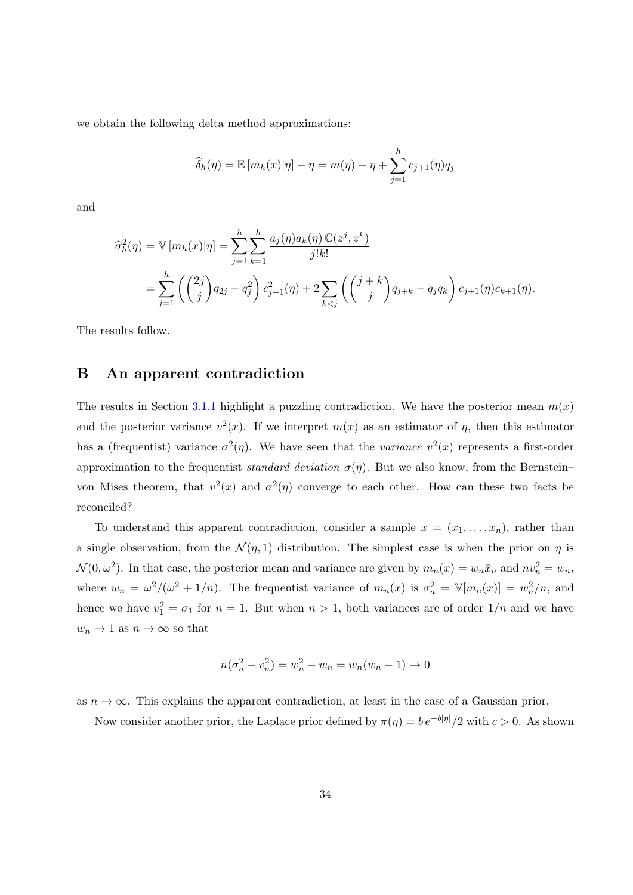we obtain the following delta method approximations:

$$\widehat{\delta}_h(\eta) = \mathbb{E}\left[m_h(x)|\eta\right] - \eta = m(\eta) - \eta + \sum_{j=1}^{h} c_{j+1}(\eta) q_j$$

and

$$\begin{aligned}
\widehat{\sigma}_h^2(\eta) = \mathbb{V}\left[m_h(x)|\eta\right] &= \sum_{j=1}^{h}\sum_{k=1}^{h} \frac{a_j(\eta)a_k(\eta)\,\mathbb{C}(z^j, z^k)}{j!k!} \\
&= \sum_{j=1}^{h}\left(\binom{2j}{j} q_{2j} - q_j^2\right) c_{j+1}^2(\eta) + 2\sum_{k<j}\left(\binom{j+k}{j} q_{j+k} - q_j q_k\right) c_{j+1}(\eta) c_{k+1}(\eta).
\end{aligned}$$

The results follow.

## B An apparent contradiction

The results in Section 3.1.1 highlight a puzzling contradiction. We have the posterior mean $m(x)$ and the posterior variance $v^2(x)$. If we interpret $m(x)$ as an estimator of $\eta$, then this estimator has a (frequentist) variance $\sigma^2(\eta)$. We have seen that the *variance* $v^2(x)$ represents a first-order approximation to the frequentist *standard deviation* $\sigma(\eta)$. But we also know, from the Bernstein–von Mises theorem, that $v^2(x)$ and $\sigma^2(\eta)$ converge to each other. How can these two facts be reconciled?

To understand this apparent contradiction, consider a sample $x = (x_1, \ldots, x_n)$, rather than a single observation, from the $\mathcal{N}(\eta, 1)$ distribution. The simplest case is when the prior on $\eta$ is $\mathcal{N}(0, \omega^2)$. In that case, the posterior mean and variance are given by $m_n(x) = w_n \bar{x}_n$ and $nv_n^2 = w_n$, where $w_n = \omega^2/(\omega^2 + 1/n)$. The frequentist variance of $m_n(x)$ is $\sigma_n^2 = \mathbb{V}[m_n(x)] = w_n^2/n$, and hence we have $v_1^2 = \sigma_1$ for $n = 1$. But when $n > 1$, both variances are of order $1/n$ and we have $w_n \to 1$ as $n \to \infty$ so that

$$n(\sigma_n^2 - v_n^2) = w_n^2 - w_n = w_n(w_n - 1) \to 0$$

as $n \to \infty$. This explains the apparent contradiction, at least in the case of a Gaussian prior.

Now consider another prior, the Laplace prior defined by $\pi(\eta) = b\, e^{-b|\eta|}/2$ with $c > 0$. As shown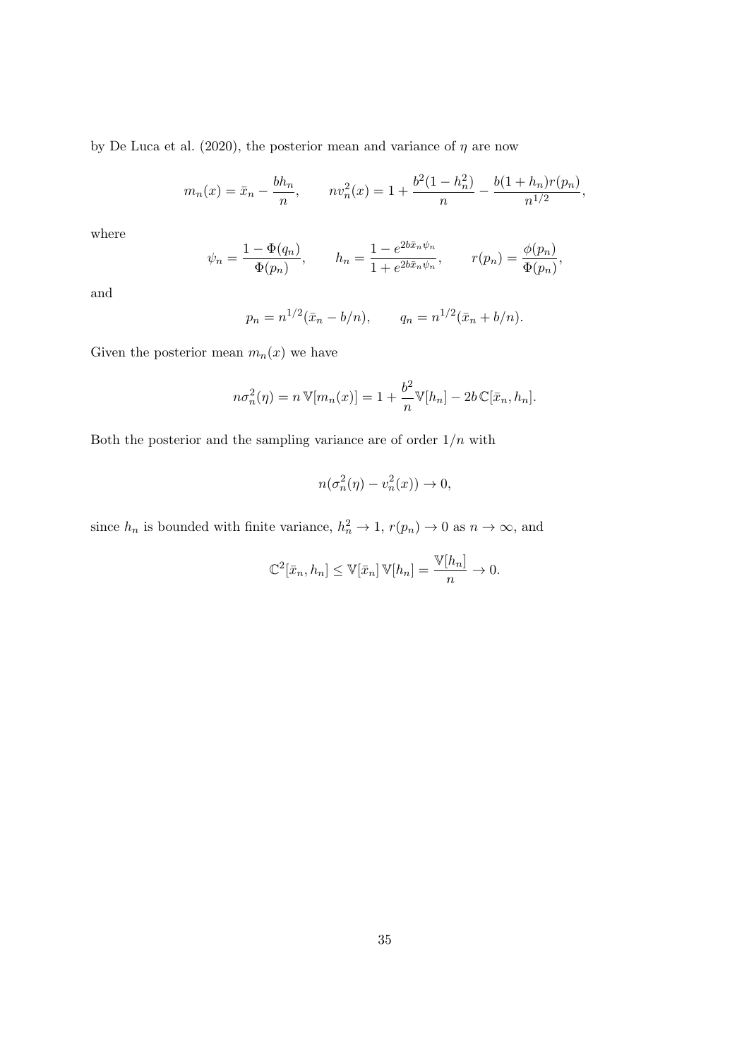by De Luca et al. (2020), the posterior mean and variance of $\eta$ are now

$$
m_n(x) = \bar{x}_n - \frac{bh_n}{n}, \qquad nv_n^2(x) = 1 + \frac{b^2(1-h_n^2)}{n} - \frac{b(1+h_n)r(p_n)}{n^{1/2}},
$$

where

$$
\psi_n = \frac{1-\Phi(q_n)}{\Phi(p_n)}, \qquad h_n = \frac{1-e^{2b\bar{x}_n\psi_n}}{1+e^{2b\bar{x}_n\psi_n}}, \qquad r(p_n) = \frac{\phi(p_n)}{\Phi(p_n)},
$$

and

$$
p_n = n^{1/2}(\bar{x}_n - b/n), \qquad q_n = n^{1/2}(\bar{x}_n + b/n).
$$

Given the posterior mean $m_n(x)$ we have

$$
n\sigma_n^2(\eta) = n\,\mathbb{V}[m_n(x)] = 1 + \frac{b^2}{n}\mathbb{V}[h_n] - 2b\,\mathbb{C}[\bar{x}_n, h_n].
$$

Both the posterior and the sampling variance are of order $1/n$ with

$$
n(\sigma_n^2(\eta) - v_n^2(x)) \to 0,
$$

since $h_n$ is bounded with finite variance, $h_n^2 \to 1$, $r(p_n) \to 0$ as $n \to \infty$, and

$$
\mathbb{C}^2[\bar{x}_n, h_n] \le \mathbb{V}[\bar{x}_n]\,\mathbb{V}[h_n] = \frac{\mathbb{V}[h_n]}{n} \to 0.
$$